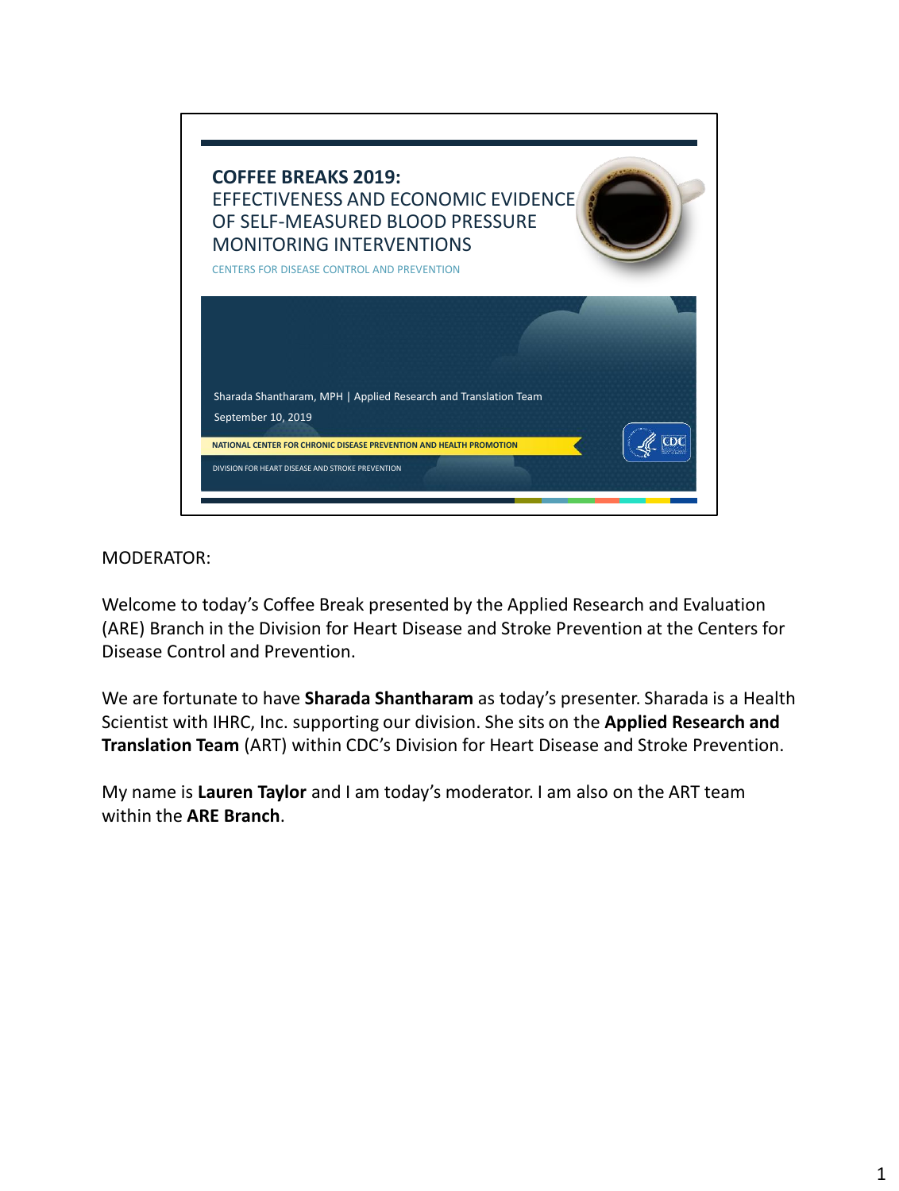# COFFEE BREAKS 2019:

## EFFECTIVENESS AND ECONOMIC EVIDENCE OF SELF-MEASURED BLOOD PRESSURE MONITORING INTERVENTIONS

CENTERS FOR DISEASE CONTROL AND PREVENTION

Sharada Shantharam, MPH | Applied Research and Translation Team

September 10, 2019

NATIONAL CENTER FOR CHRONIC DISEASE PREVENTION AND HEALTH PROMOTION

DIVISION FOR HEART DISEASE AND STROKE PREVENTION

MODERATOR:

Welcome to today's Coffee Break presented by the Applied Research and Evaluation (ARE) Branch in the Division for Heart Disease and Stroke Prevention at the Centers for Disease Control and Prevention.

We are fortunate to have **Sharada Shantharam** as today's presenter. Sharada is a Health Scientist with IHRC, Inc. supporting our division. She sits on the **Applied Research and Translation Team** (ART) within CDC's Division for Heart Disease and Stroke Prevention.

My name is **Lauren Taylor** and I am today's moderator. I am also on the ART team within the **ARE Branch**.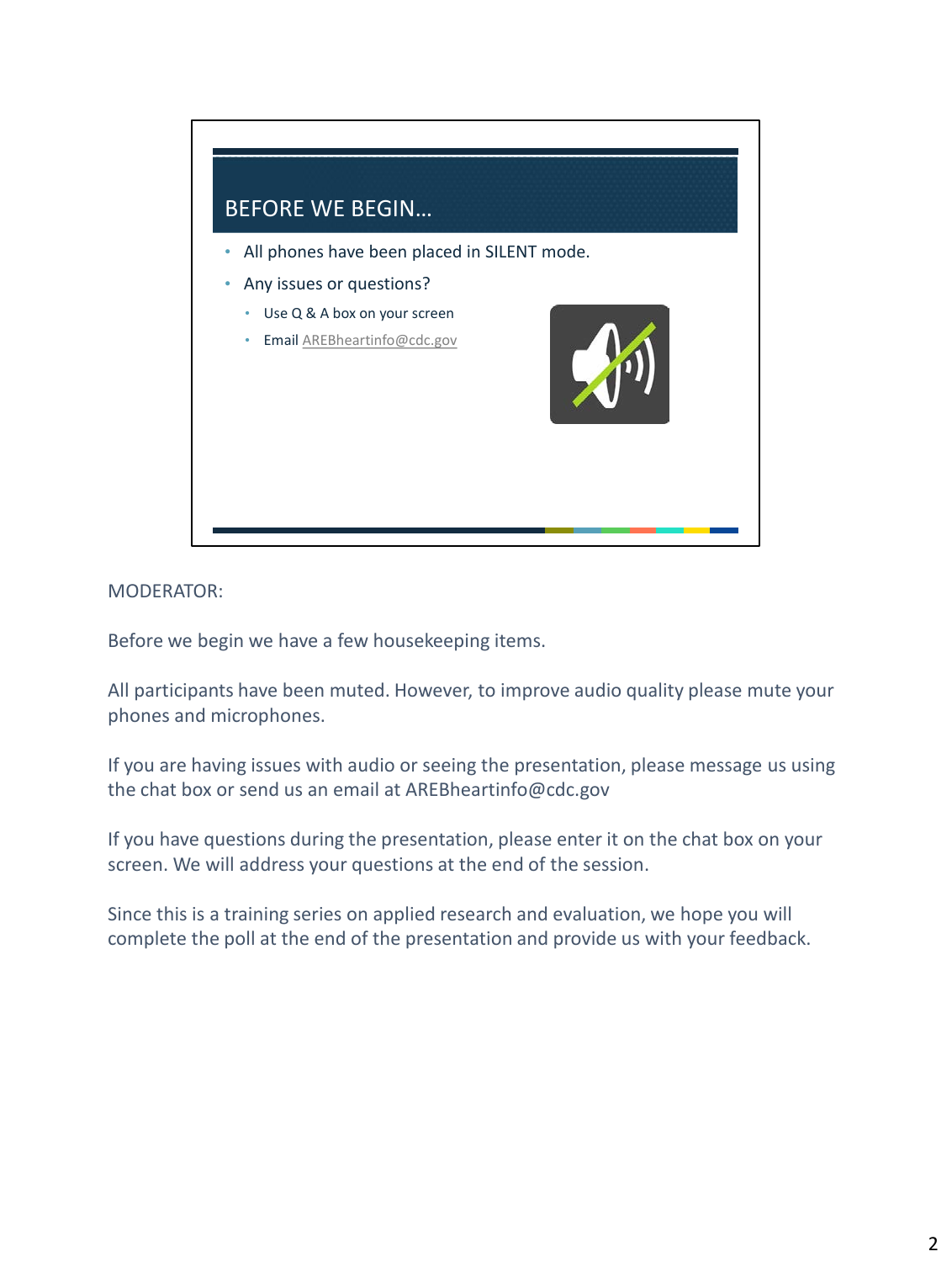## BEFORE WE BEGIN…

- All phones have been placed in SILENT mode.
- Any issues or questions?
  - Use Q & A box on your screen
  - Email AREBheartinfo@cdc.gov

MODERATOR:

Before we begin we have a few housekeeping items.

All participants have been muted. However, to improve audio quality please mute your phones and microphones.

If you are having issues with audio or seeing the presentation, please message us using the chat box or send us an email at AREBheartinfo@cdc.gov

If you have questions during the presentation, please enter it on the chat box on your screen. We will address your questions at the end of the session.

Since this is a training series on applied research and evaluation, we hope you will complete the poll at the end of the presentation and provide us with your feedback.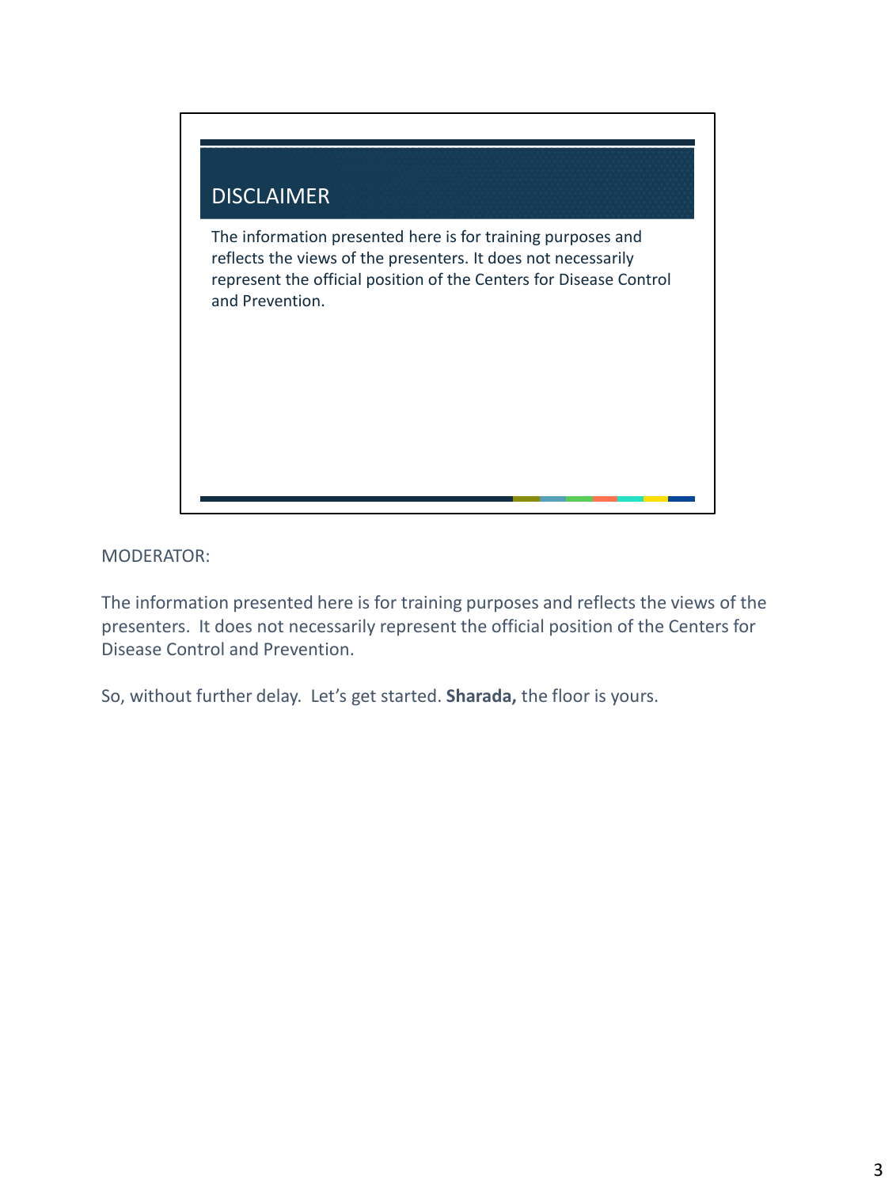## DISCLAIMER

The information presented here is for training purposes and reflects the views of the presenters. It does not necessarily represent the official position of the Centers for Disease Control and Prevention.

MODERATOR:

The information presented here is for training purposes and reflects the views of the presenters. It does not necessarily represent the official position of the Centers for Disease Control and Prevention.

So, without further delay. Let's get started. **Sharada,** the floor is yours.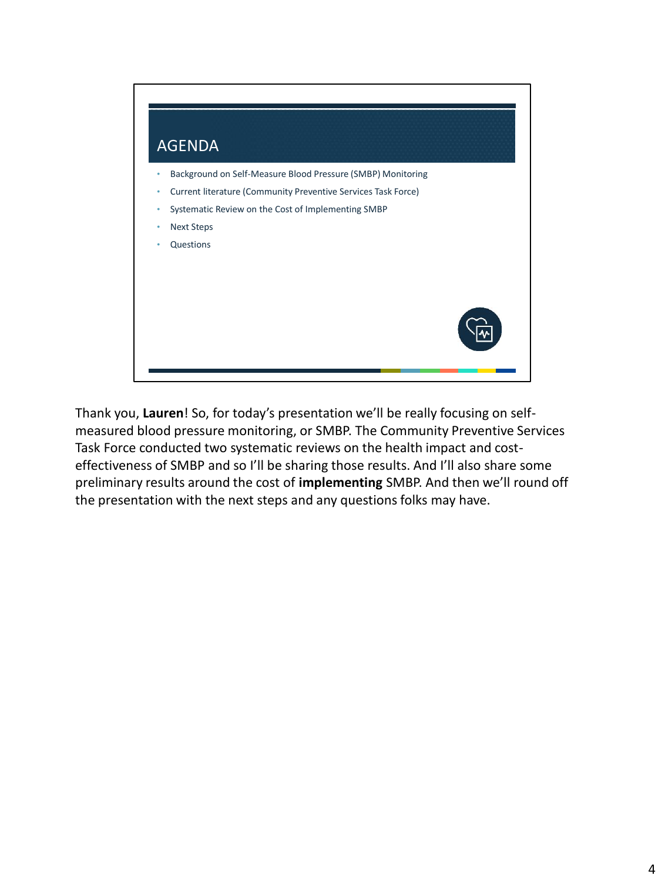## AGENDA

- Background on Self-Measure Blood Pressure (SMBP) Monitoring
- Current literature (Community Preventive Services Task Force)
- Systematic Review on the Cost of Implementing SMBP
- Next Steps
- Questions

Thank you, **Lauren**! So, for today's presentation we'll be really focusing on self-measured blood pressure monitoring, or SMBP. The Community Preventive Services Task Force conducted two systematic reviews on the health impact and cost-effectiveness of SMBP and so I'll be sharing those results. And I'll also share some preliminary results around the cost of **implementing** SMBP. And then we'll round off the presentation with the next steps and any questions folks may have.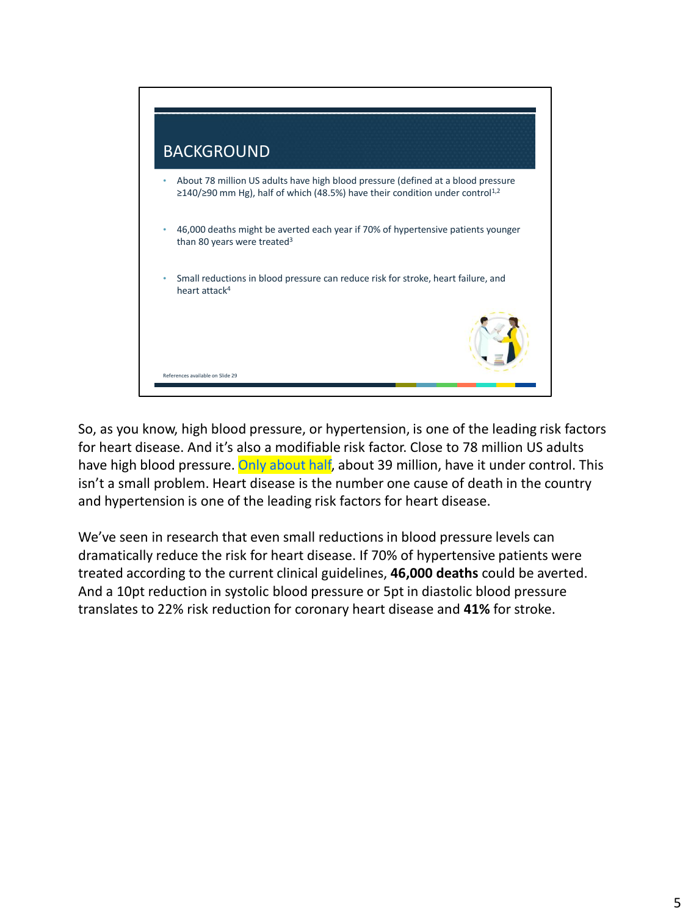## BACKGROUND

- About 78 million US adults have high blood pressure (defined at a blood pressure ≥140/≥90 mm Hg), half of which (48.5%) have their condition under control[1,2]
- 46,000 deaths might be averted each year if 70% of hypertensive patients younger than 80 years were treated[3]
- Small reductions in blood pressure can reduce risk for stroke, heart failure, and heart attack[4]

References available on Slide 29

So, as you know, high blood pressure, or hypertension, is one of the leading risk factors for heart disease. And it's also a modifiable risk factor. Close to 78 million US adults have high blood pressure. Only about half, about 39 million, have it under control. This isn't a small problem. Heart disease is the number one cause of death in the country and hypertension is one of the leading risk factors for heart disease.

We've seen in research that even small reductions in blood pressure levels can dramatically reduce the risk for heart disease. If 70% of hypertensive patients were treated according to the current clinical guidelines, **46,000 deaths** could be averted. And a 10pt reduction in systolic blood pressure or 5pt in diastolic blood pressure translates to 22% risk reduction for coronary heart disease and **41%** for stroke.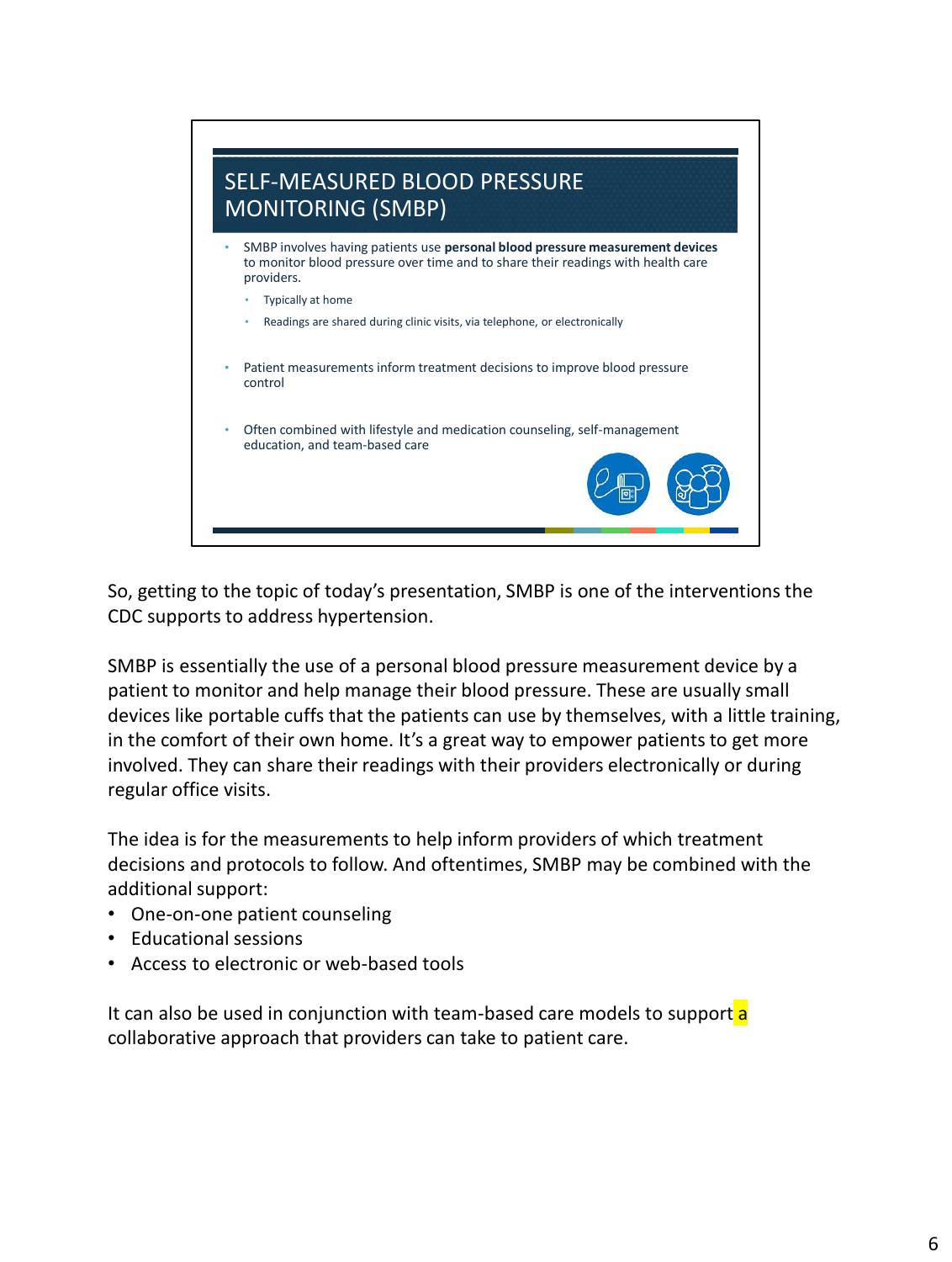## SELF-MEASURED BLOOD PRESSURE MONITORING (SMBP)

- SMBP involves having patients use **personal blood pressure measurement devices** to monitor blood pressure over time and to share their readings with health care providers.
  - Typically at home
  - Readings are shared during clinic visits, via telephone, or electronically
- Patient measurements inform treatment decisions to improve blood pressure control
- Often combined with lifestyle and medication counseling, self-management education, and team-based care

So, getting to the topic of today's presentation, SMBP is one of the interventions the CDC supports to address hypertension.

SMBP is essentially the use of a personal blood pressure measurement device by a patient to monitor and help manage their blood pressure. These are usually small devices like portable cuffs that the patients can use by themselves, with a little training, in the comfort of their own home. It's a great way to empower patients to get more involved. They can share their readings with their providers electronically or during regular office visits.

The idea is for the measurements to help inform providers of which treatment decisions and protocols to follow. And oftentimes, SMBP may be combined with the additional support:

- One-on-one patient counseling
- Educational sessions
- Access to electronic or web-based tools

It can also be used in conjunction with team-based care models to support a collaborative approach that providers can take to patient care.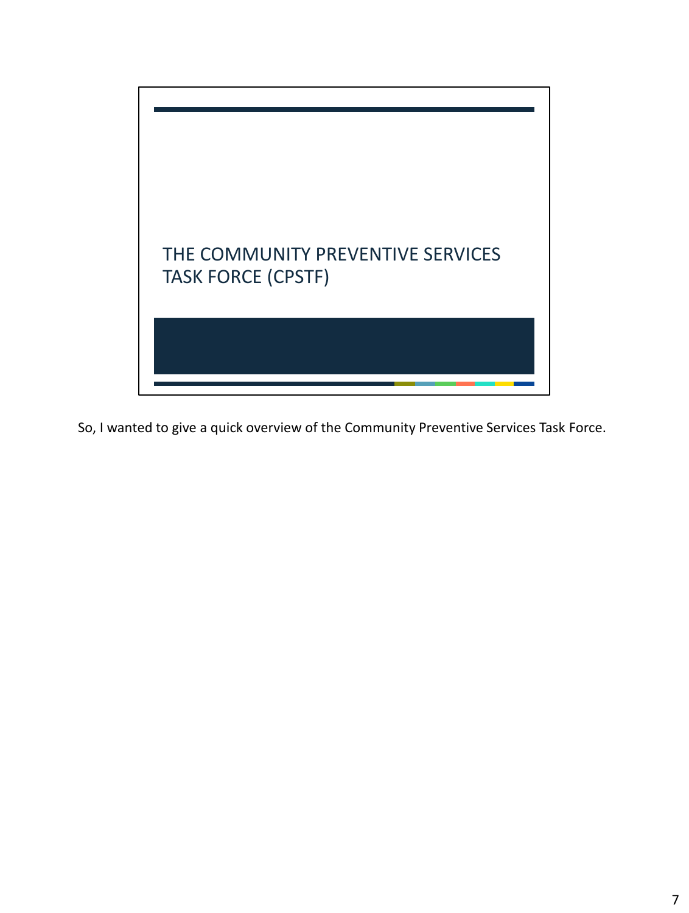# THE COMMUNITY PREVENTIVE SERVICES TASK FORCE (CPSTF)

So, I wanted to give a quick overview of the Community Preventive Services Task Force.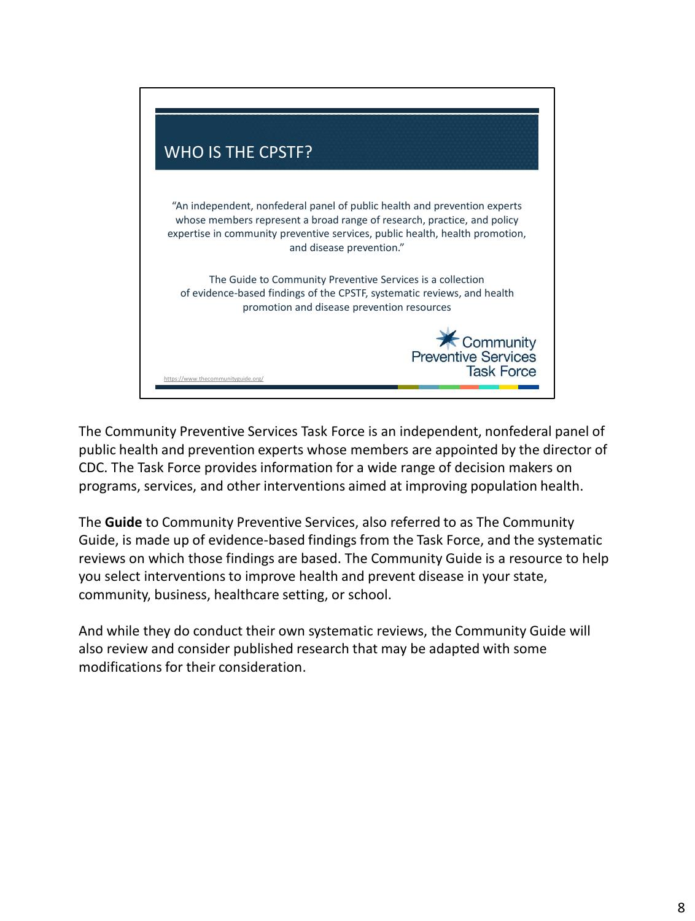## WHO IS THE CPSTF?

"An independent, nonfederal panel of public health and prevention experts whose members represent a broad range of research, practice, and policy expertise in community preventive services, public health, health promotion, and disease prevention."

The Guide to Community Preventive Services is a collection of evidence-based findings of the CPSTF, systematic reviews, and health promotion and disease prevention resources

Community Preventive Services Task Force

https://www.thecommunityguide.org/

The Community Preventive Services Task Force is an independent, nonfederal panel of public health and prevention experts whose members are appointed by the director of CDC. The Task Force provides information for a wide range of decision makers on programs, services, and other interventions aimed at improving population health.

The **Guide** to Community Preventive Services, also referred to as The Community Guide, is made up of evidence-based findings from the Task Force, and the systematic reviews on which those findings are based. The Community Guide is a resource to help you select interventions to improve health and prevent disease in your state, community, business, healthcare setting, or school.

And while they do conduct their own systematic reviews, the Community Guide will also review and consider published research that may be adapted with some modifications for their consideration.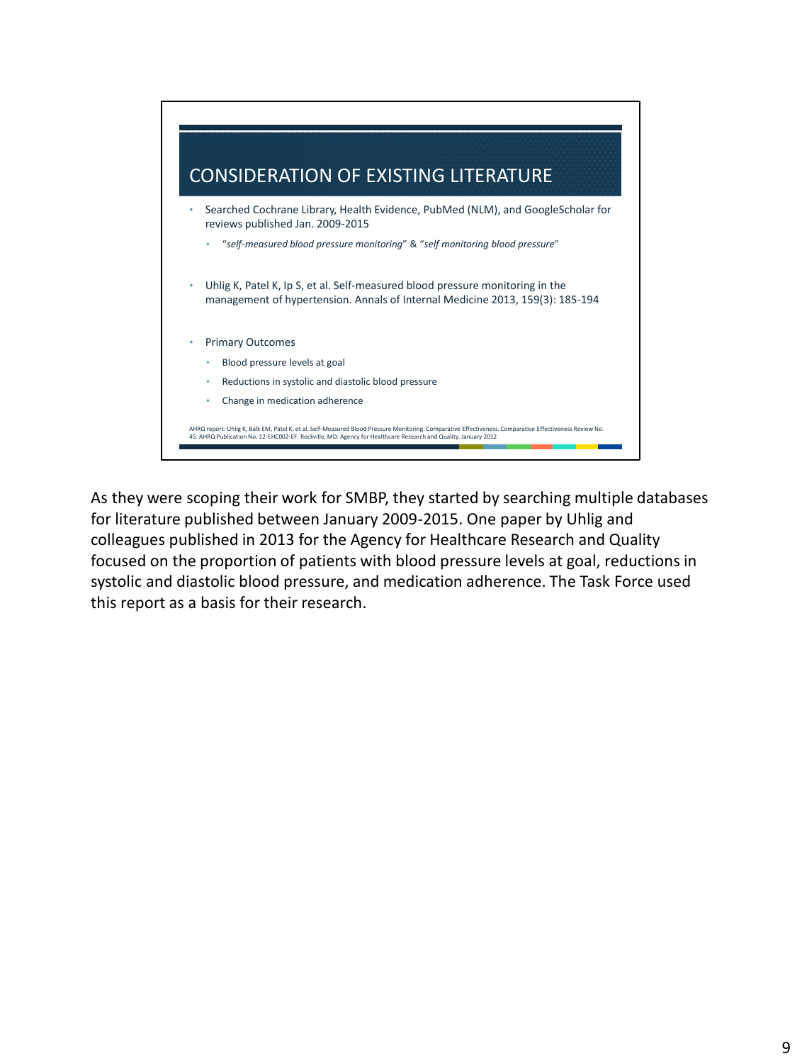## CONSIDERATION OF EXISTING LITERATURE

- Searched Cochrane Library, Health Evidence, PubMed (NLM), and GoogleScholar for reviews published Jan. 2009-2015
  - "*self-measured blood pressure monitoring*" & "*self monitoring blood pressure*"
- Uhlig K, Patel K, Ip S, et al. Self-measured blood pressure monitoring in the management of hypertension. Annals of Internal Medicine 2013, 159(3): 185-194
- Primary Outcomes
  - Blood pressure levels at goal
  - Reductions in systolic and diastolic blood pressure
  - Change in medication adherence

AHRQ report: Uhlig K, Balk EM, Patel K, et al. Self-Measured Blood Pressure Monitoring: Comparative Effectiveness. Comparative Effectiveness Review No. 45. AHRQ Publication No. 12-EHC002-EF. Rockville, MD: Agency for Healthcare Research and Quality. January 2012

As they were scoping their work for SMBP, they started by searching multiple databases for literature published between January 2009-2015. One paper by Uhlig and colleagues published in 2013 for the Agency for Healthcare Research and Quality focused on the proportion of patients with blood pressure levels at goal, reductions in systolic and diastolic blood pressure, and medication adherence. The Task Force used this report as a basis for their research.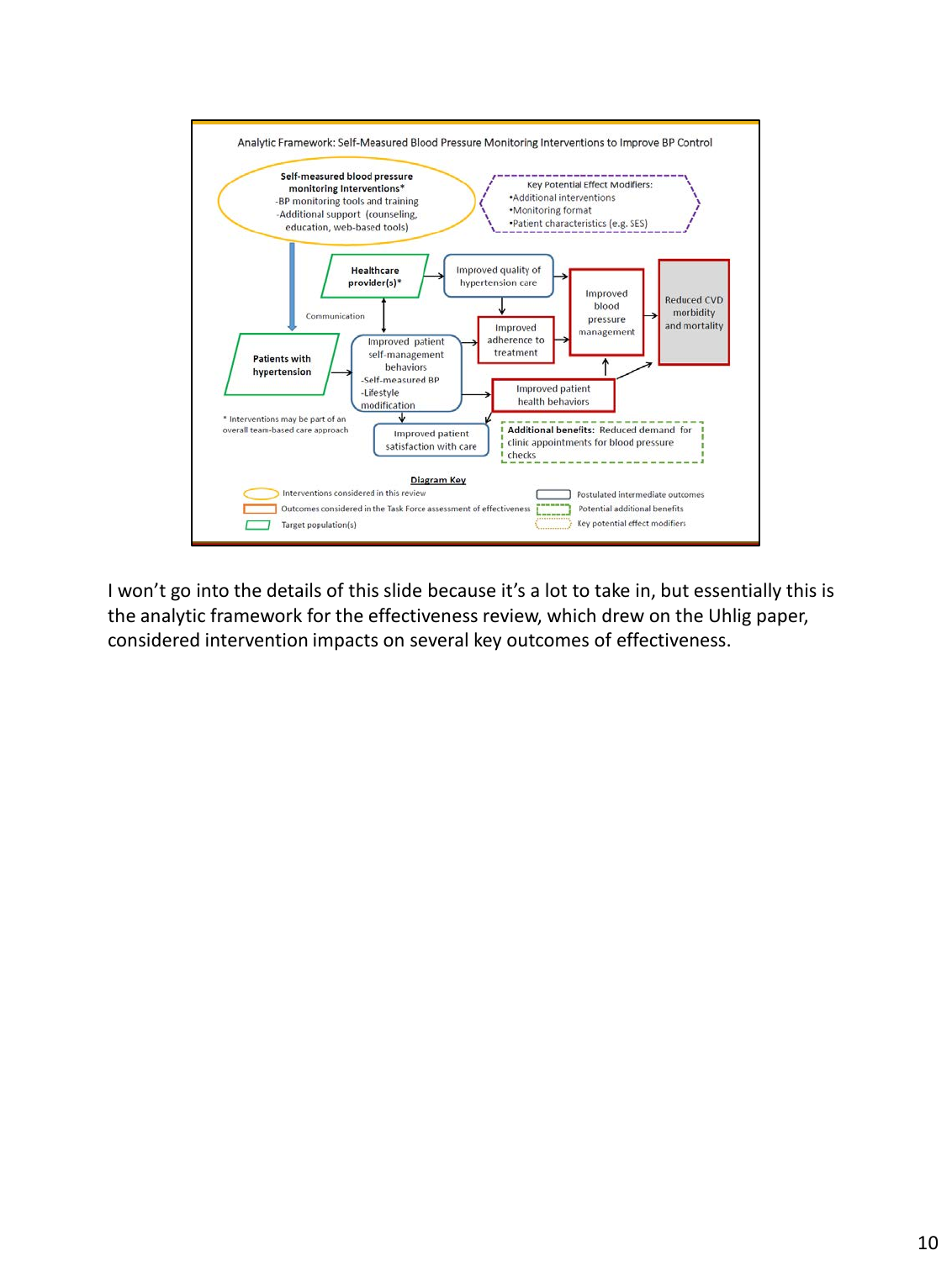Analytic Framework: Self-Measured Blood Pressure Monitoring Interventions to Improve BP Control

**Self-measured blood pressure monitoring Interventions***
- BP monitoring tools and training
- Additional support (counseling, education, web-based tools)

Key Potential Effect Modifiers:
- Additional interventions
- Monitoring format
- Patient characteristics (e.g. SES)

**Healthcare provider(s)***

Communication

**Patients with hypertension**

Improved quality of hypertension care

Improved patient self-management behaviors
- Self-measured BP
- Lifestyle modification

Improved adherence to treatment

Improved blood pressure management

Reduced CVD morbidity and mortality

Improved patient health behaviors

Improved patient satisfaction with care

**Additional benefits:** Reduced demand for clinic appointments for blood pressure checks

\* Interventions may be part of an overall team-based care approach

**Diagram Key**
- Interventions considered in this review
- Outcomes considered in the Task Force assessment of effectiveness
- Target population(s)
- Postulated intermediate outcomes
- Potential additional benefits
- Key potential effect modifiers

I won't go into the details of this slide because it's a lot to take in, but essentially this is the analytic framework for the effectiveness review, which drew on the Uhlig paper, considered intervention impacts on several key outcomes of effectiveness.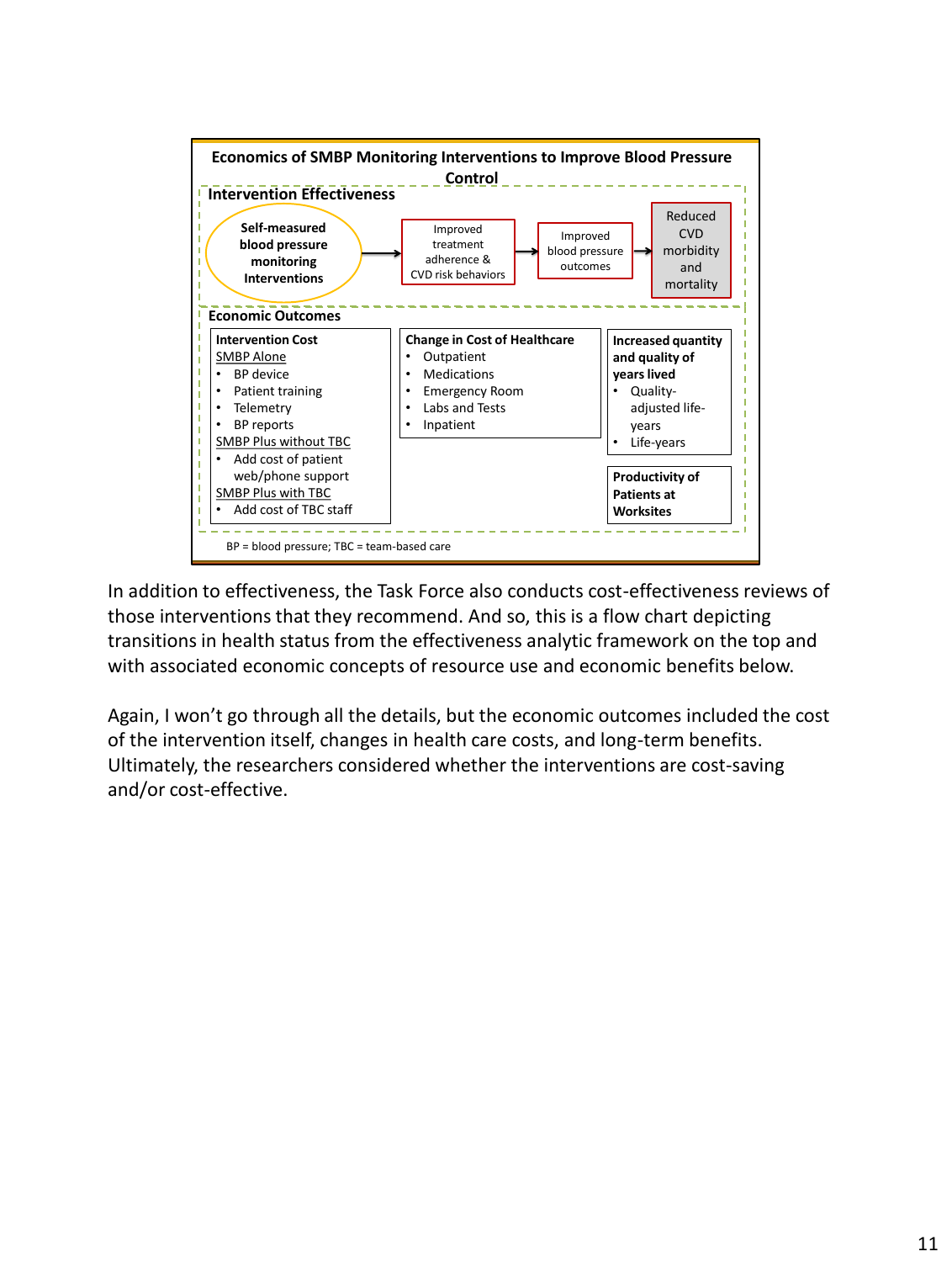**Economics of SMBP Monitoring Interventions to Improve Blood Pressure Control**

**Intervention Effectiveness**

**Self-measured blood pressure monitoring Interventions** → Improved treatment adherence & CVD risk behaviors → Improved blood pressure outcomes → Reduced CVD morbidity and mortality

**Economic Outcomes**

| **Intervention Cost** | **Change in Cost of Healthcare** | **Increased quantity and quality of years lived** |
|---|---|---|
| SMBP Alone<br>• BP device<br>• Patient training<br>• Telemetry<br>• BP reports<br>SMBP Plus without TBC<br>• Add cost of patient web/phone support<br>SMBP Plus with TBC<br>• Add cost of TBC staff | • Outpatient<br>• Medications<br>• Emergency Room<br>• Labs and Tests<br>• Inpatient | • Quality-adjusted life-years<br>• Life-years<br><br>**Productivity of Patients at Worksites** |

BP = blood pressure; TBC = team-based care

In addition to effectiveness, the Task Force also conducts cost-effectiveness reviews of those interventions that they recommend. And so, this is a flow chart depicting transitions in health status from the effectiveness analytic framework on the top and with associated economic concepts of resource use and economic benefits below.

Again, I won't go through all the details, but the economic outcomes included the cost of the intervention itself, changes in health care costs, and long-term benefits. Ultimately, the researchers considered whether the interventions are cost-saving and/or cost-effective.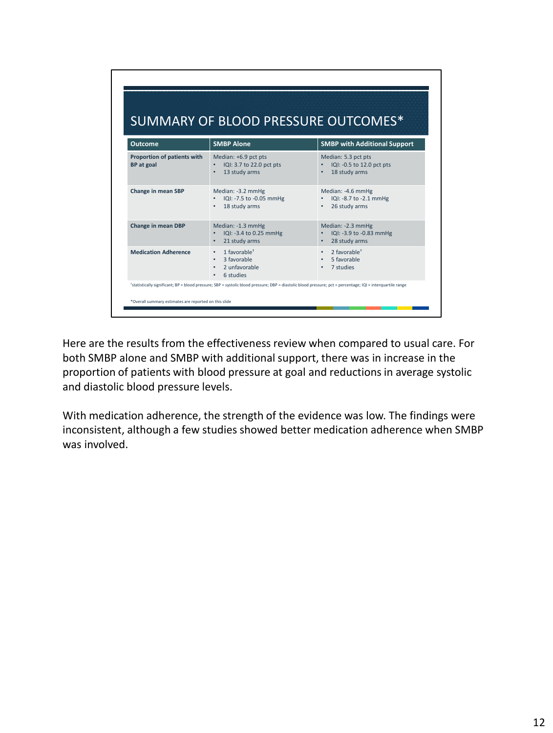## SUMMARY OF BLOOD PRESSURE OUTCOMES*

| Outcome | SMBP Alone | SMBP with Additional Support |
|---|---|---|
| **Proportion of patients with BP at goal** | Median: +6.9 pct pts<br>• IQI: 3.7 to 22.0 pct pts<br>• 13 study arms | Median: 5.3 pct pts<br>• IQI: -0.5 to 12.0 pct pts<br>• 18 study arms |
| **Change in mean SBP** | Median: -3.2 mmHg<br>• IQI: -7.5 to -0.05 mmHg<br>• 18 study arms | Median: -4.6 mmHg<br>• IQI: -8.7 to -2.1 mmHg<br>• 26 study arms |
| **Change in mean DBP** | Median: -1.3 mmHg<br>• IQI: -3.4 to 0.25 mmHg<br>• 21 study arms | Median: -2.3 mmHg<br>• IQI: -3.9 to -0.83 mmHg<br>• 28 study arms |
| **Medication Adherence** | • 1 favorable†<br>• 3 favorable<br>• 2 unfavorable<br>• 6 studies | • 2 favorable†<br>• 5 favorable<br>• 7 studies |

†statistically significant; BP = blood pressure; SBP = systolic blood pressure; DBP = diastolic blood pressure; pct = percentage; IQI = interquartile range

*Overall summary estimates are reported on this slide

Here are the results from the effectiveness review when compared to usual care. For both SMBP alone and SMBP with additional support, there was in increase in the proportion of patients with blood pressure at goal and reductions in average systolic and diastolic blood pressure levels.

With medication adherence, the strength of the evidence was low. The findings were inconsistent, although a few studies showed better medication adherence when SMBP was involved.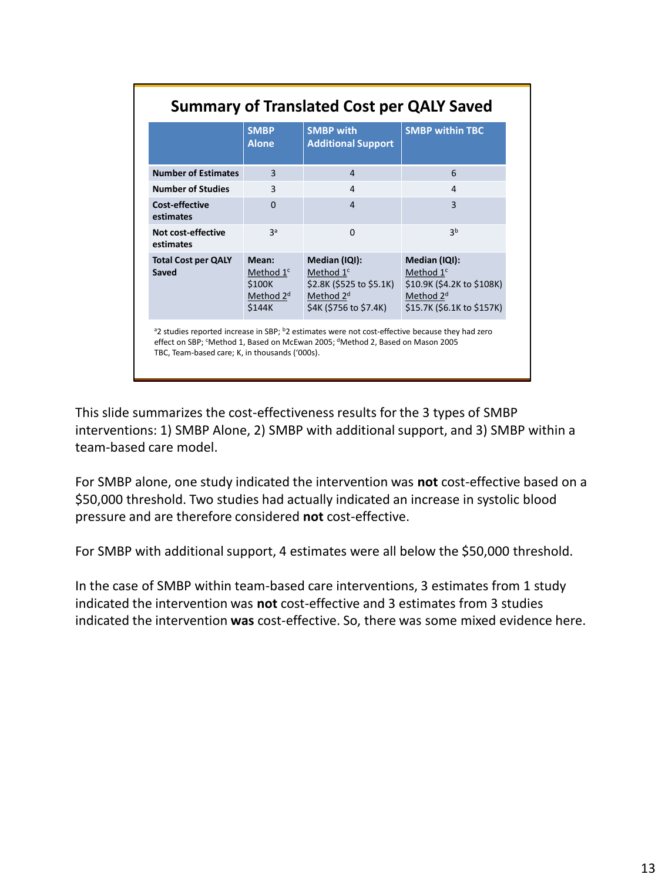## Summary of Translated Cost per QALY Saved

| | SMBP Alone | SMBP with Additional Support | SMBP within TBC |
|---|---|---|---|
| **Number of Estimates** | 3 | 4 | 6 |
| **Number of Studies** | 3 | 4 | 4 |
| **Cost-effective estimates** | 0 | 4 | 3 |
| **Not cost-effective estimates** | 3[a] | 0 | 3[b] |
| **Total Cost per QALY Saved** | **Mean:** Method 1[c] $100K Method 2[d] $144K | **Median (IQI):** Method 1[c] $2.8K ($525 to $5.1K) Method 2[d] $4K ($756 to $7.4K) | **Median (IQI):** Method 1[c] $10.9K ($4.2K to $108K) Method 2[d] $15.7K ($6.1K to $157K) |

[a]2 studies reported increase in SBP; [b]2 estimates were not cost-effective because they had zero effect on SBP; [c]Method 1, Based on McEwan 2005; [d]Method 2, Based on Mason 2005
TBC, Team-based care; K, in thousands ('000s).

This slide summarizes the cost-effectiveness results for the 3 types of SMBP interventions: 1) SMBP Alone, 2) SMBP with additional support, and 3) SMBP within a team-based care model.

For SMBP alone, one study indicated the intervention was **not** cost-effective based on a $50,000 threshold. Two studies had actually indicated an increase in systolic blood pressure and are therefore considered **not** cost-effective.

For SMBP with additional support, 4 estimates were all below the $50,000 threshold.

In the case of SMBP within team-based care interventions, 3 estimates from 1 study indicated the intervention was **not** cost-effective and 3 estimates from 3 studies indicated the intervention **was** cost-effective. So, there was some mixed evidence here.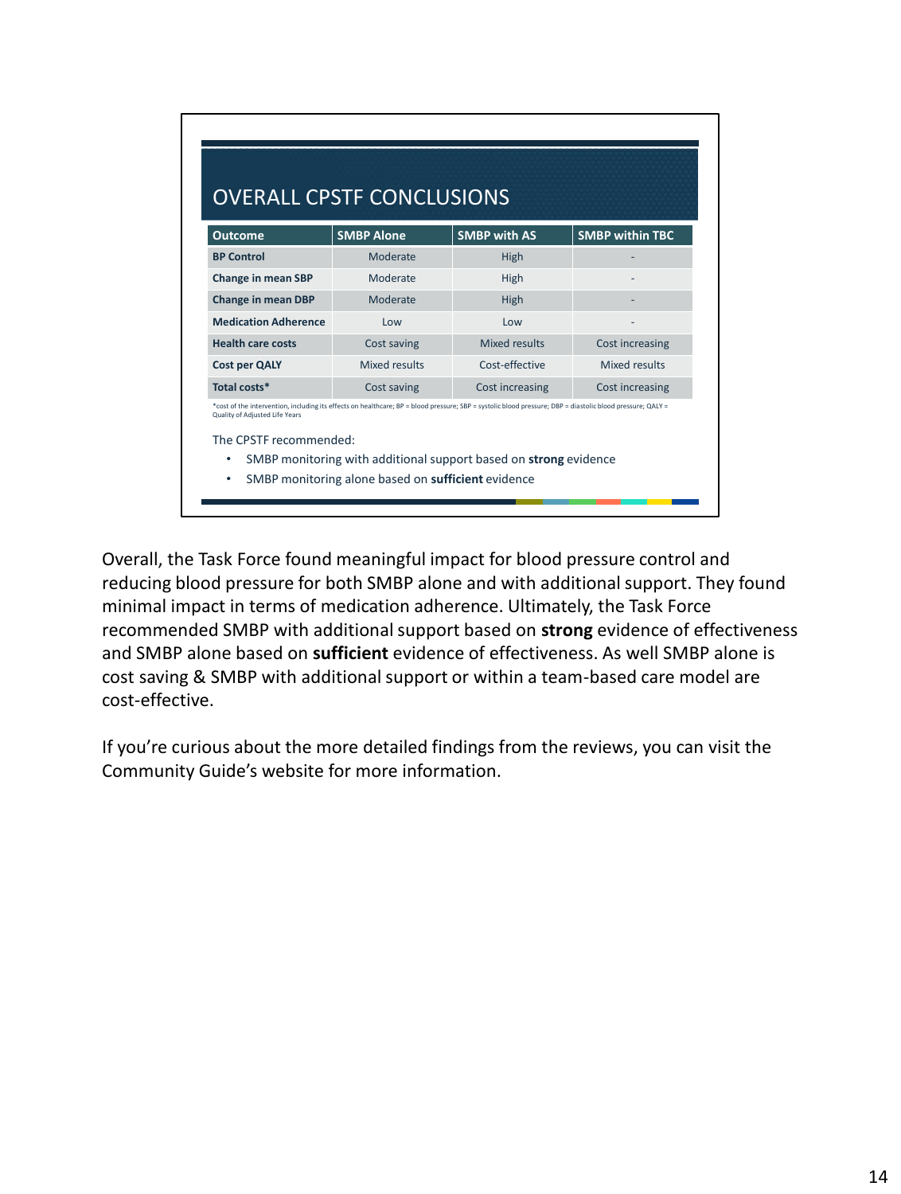## OVERALL CPSTF CONCLUSIONS

| Outcome | SMBP Alone | SMBP with AS | SMBP within TBC |
|---|---|---|---|
| **BP Control** | Moderate | High | - |
| **Change in mean SBP** | Moderate | High | - |
| **Change in mean DBP** | Moderate | High | - |
| **Medication Adherence** | Low | Low | - |
| **Health care costs** | Cost saving | Mixed results | Cost increasing |
| **Cost per QALY** | Mixed results | Cost-effective | Mixed results |
| **Total costs*** | Cost saving | Cost increasing | Cost increasing |

*cost of the intervention, including its effects on healthcare; BP = blood pressure; SBP = systolic blood pressure; DBP = diastolic blood pressure; QALY = Quality of Adjusted Life Years

The CPSTF recommended:

- SMBP monitoring with additional support based on **strong** evidence
- SMBP monitoring alone based on **sufficient** evidence

Overall, the Task Force found meaningful impact for blood pressure control and reducing blood pressure for both SMBP alone and with additional support. They found minimal impact in terms of medication adherence. Ultimately, the Task Force recommended SMBP with additional support based on **strong** evidence of effectiveness and SMBP alone based on **sufficient** evidence of effectiveness. As well SMBP alone is cost saving & SMBP with additional support or within a team-based care model are cost-effective.

If you're curious about the more detailed findings from the reviews, you can visit the Community Guide's website for more information.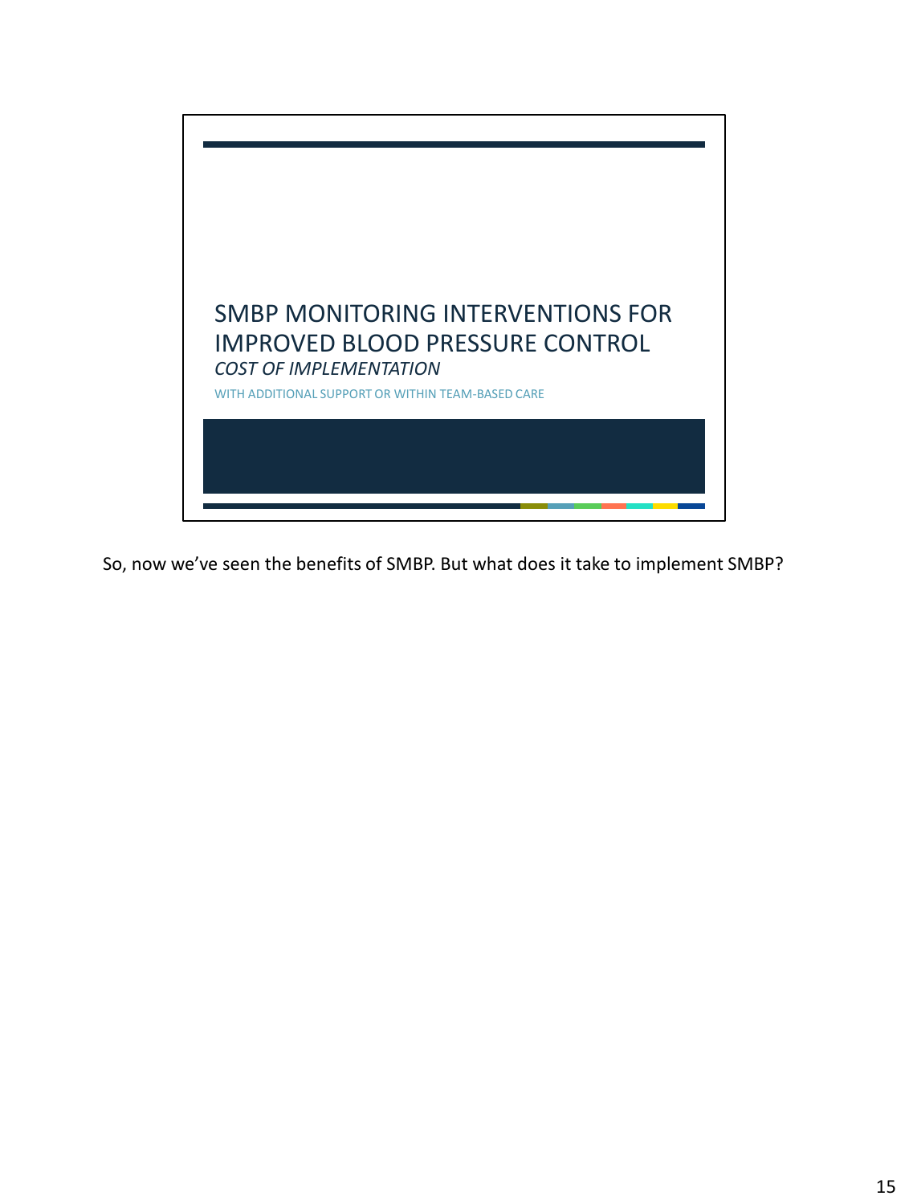# SMBP MONITORING INTERVENTIONS FOR IMPROVED BLOOD PRESSURE CONTROL

*COST OF IMPLEMENTATION*

WITH ADDITIONAL SUPPORT OR WITHIN TEAM-BASED CARE

So, now we've seen the benefits of SMBP. But what does it take to implement SMBP?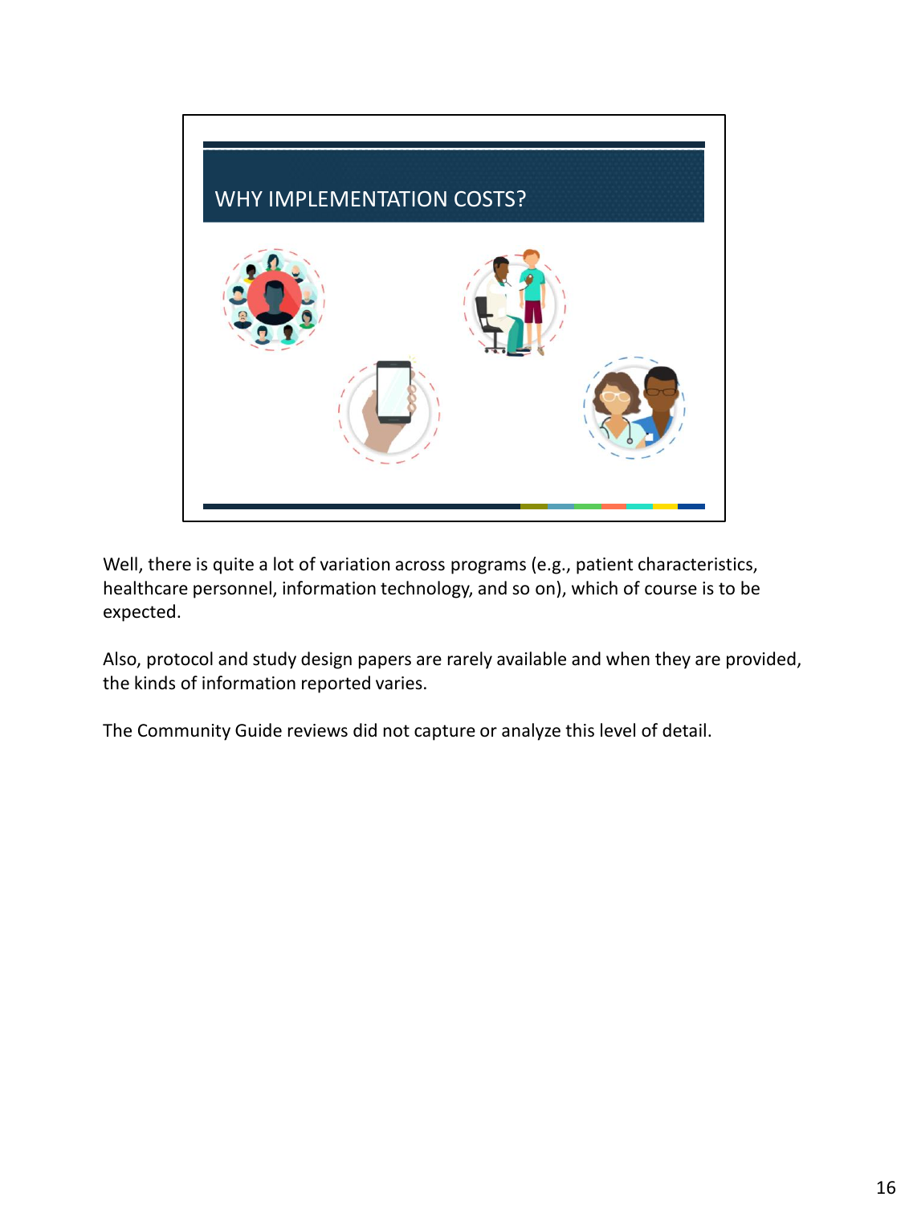## WHY IMPLEMENTATION COSTS?

Well, there is quite a lot of variation across programs (e.g., patient characteristics, healthcare personnel, information technology, and so on), which of course is to be expected.

Also, protocol and study design papers are rarely available and when they are provided, the kinds of information reported varies.

The Community Guide reviews did not capture or analyze this level of detail.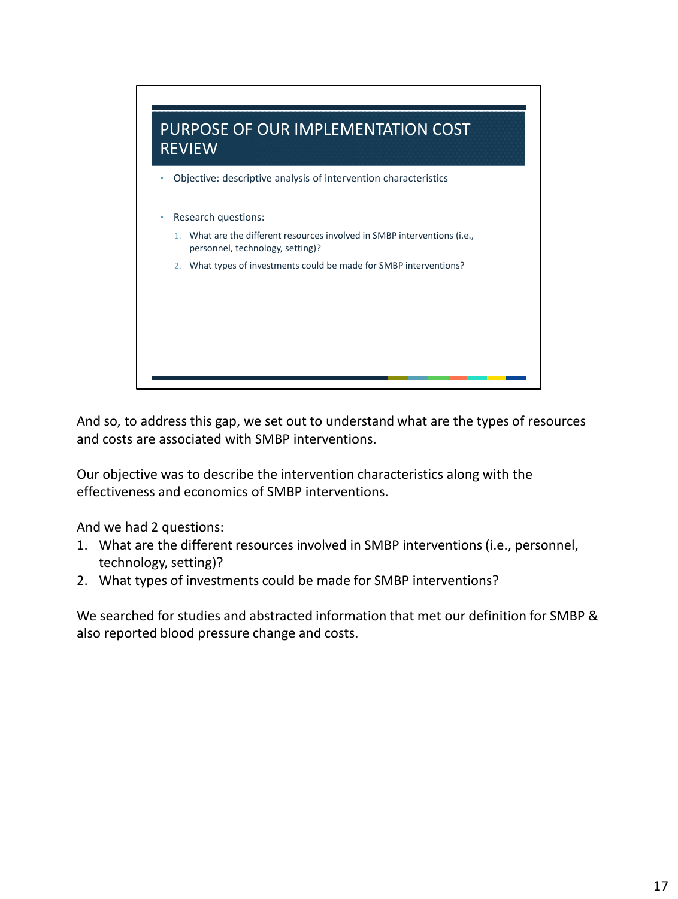## PURPOSE OF OUR IMPLEMENTATION COST REVIEW

- Objective: descriptive analysis of intervention characteristics
- Research questions:
  1. What are the different resources involved in SMBP interventions (i.e., personnel, technology, setting)?
  2. What types of investments could be made for SMBP interventions?

And so, to address this gap, we set out to understand what are the types of resources and costs are associated with SMBP interventions.

Our objective was to describe the intervention characteristics along with the effectiveness and economics of SMBP interventions.

And we had 2 questions:

1. What are the different resources involved in SMBP interventions (i.e., personnel, technology, setting)?
2. What types of investments could be made for SMBP interventions?

We searched for studies and abstracted information that met our definition for SMBP & also reported blood pressure change and costs.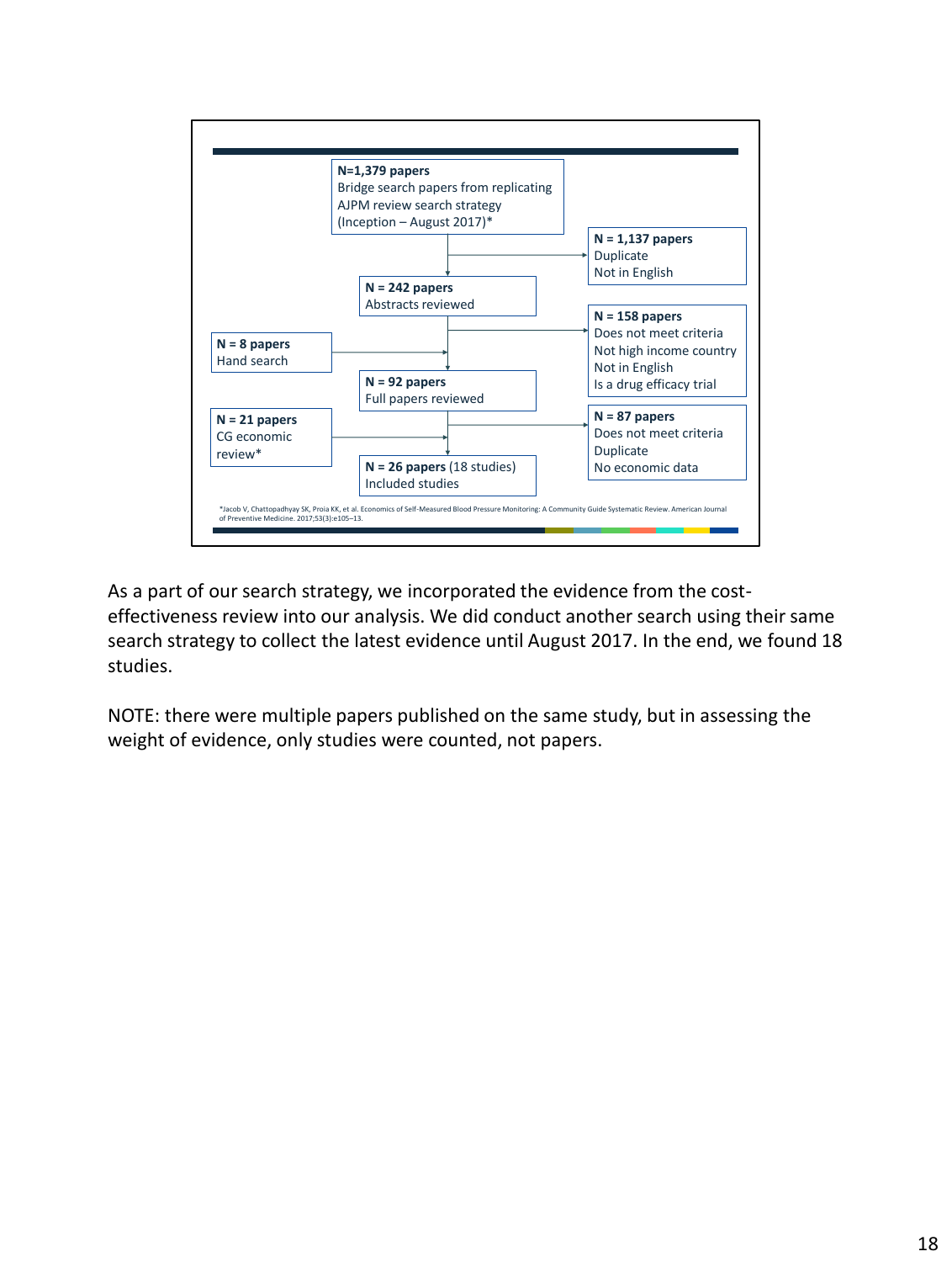**N=1,379 papers**
Bridge search papers from replicating AJPM review search strategy (Inception – August 2017)*

**N = 1,137 papers**
Duplicate
Not in English

**N = 242 papers**
Abstracts reviewed

**N = 158 papers**
Does not meet criteria
Not high income country
Not in English
Is a drug efficacy trial

**N = 8 papers**
Hand search

**N = 92 papers**
Full papers reviewed

**N = 21 papers**
CG economic review*

**N = 87 papers**
Does not meet criteria
Duplicate
No economic data

**N = 26 papers** (18 studies)
Included studies

*Jacob V, Chattopadhyay SK, Proia KK, et al. Economics of Self-Measured Blood Pressure Monitoring: A Community Guide Systematic Review. American Journal of Preventive Medicine. 2017;53(3):e105–13.

As a part of our search strategy, we incorporated the evidence from the cost-effectiveness review into our analysis. We did conduct another search using their same search strategy to collect the latest evidence until August 2017. In the end, we found 18 studies.

NOTE: there were multiple papers published on the same study, but in assessing the weight of evidence, only studies were counted, not papers.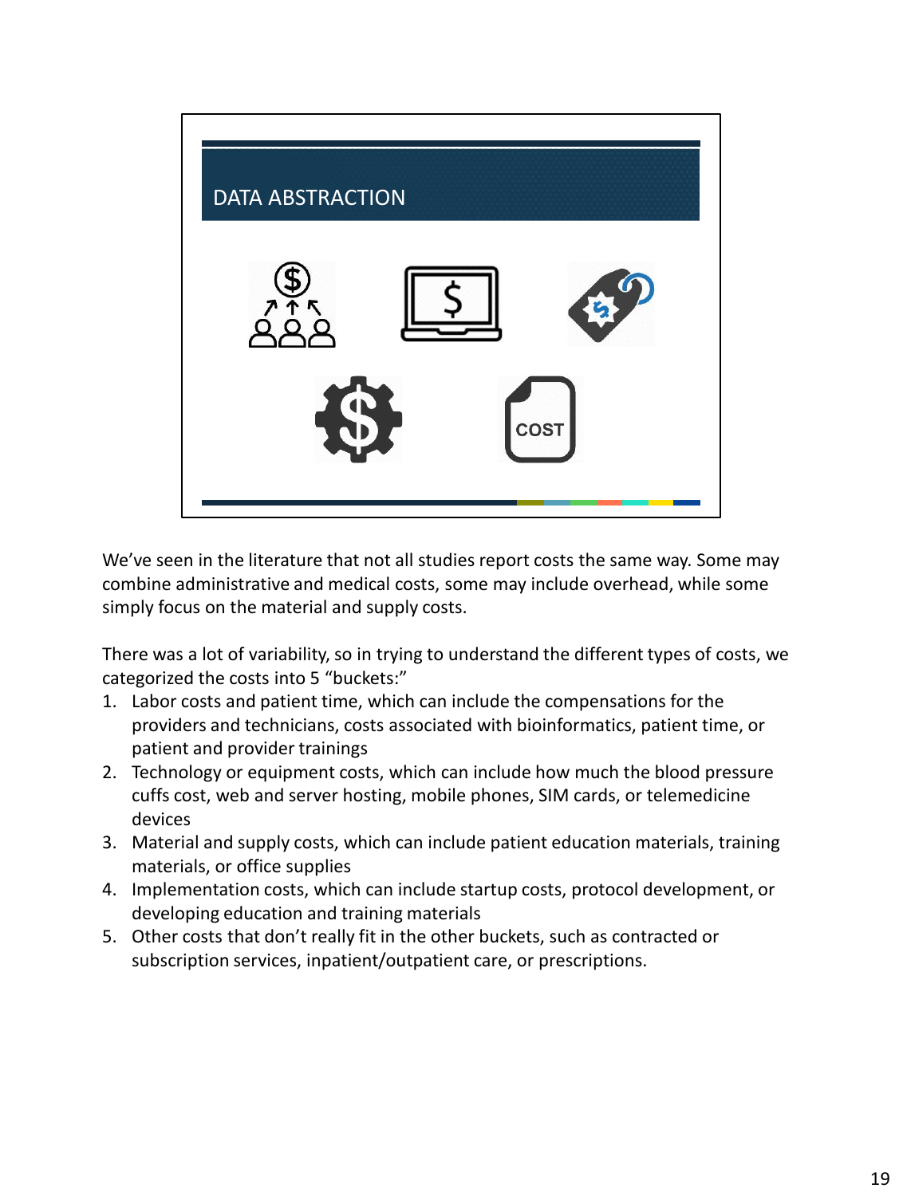## DATA ABSTRACTION

COST

We've seen in the literature that not all studies report costs the same way. Some may combine administrative and medical costs, some may include overhead, while some simply focus on the material and supply costs.

There was a lot of variability, so in trying to understand the different types of costs, we categorized the costs into 5 "buckets:"

1. Labor costs and patient time, which can include the compensations for the providers and technicians, costs associated with bioinformatics, patient time, or patient and provider trainings
2. Technology or equipment costs, which can include how much the blood pressure cuffs cost, web and server hosting, mobile phones, SIM cards, or telemedicine devices
3. Material and supply costs, which can include patient education materials, training materials, or office supplies
4. Implementation costs, which can include startup costs, protocol development, or developing education and training materials
5. Other costs that don't really fit in the other buckets, such as contracted or subscription services, inpatient/outpatient care, or prescriptions.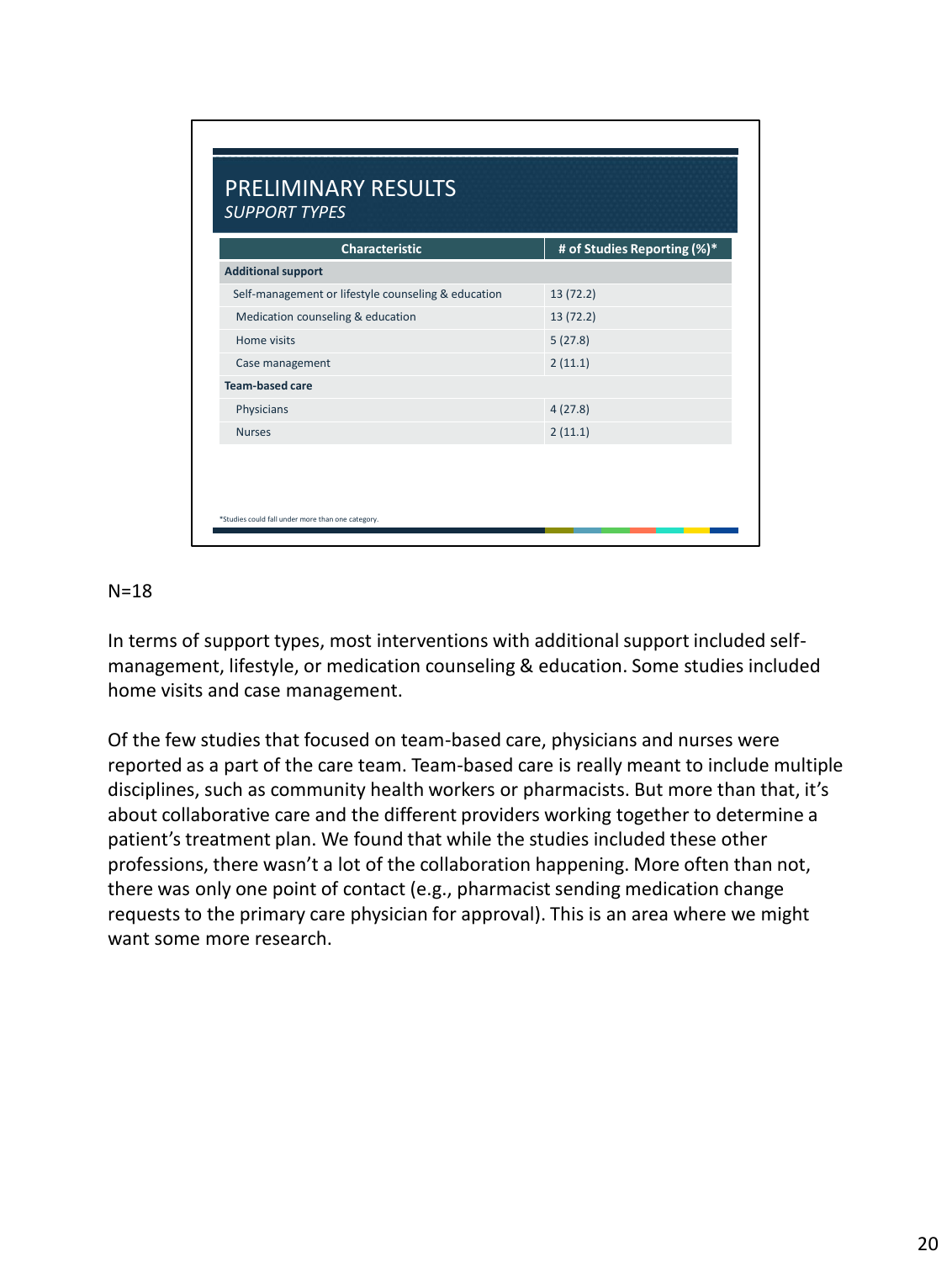## PRELIMINARY RESULTS

*SUPPORT TYPES*

| Characteristic | # of Studies Reporting (%)* |
| --- | --- |
| **Additional support** | |
| Self-management or lifestyle counseling & education | 13 (72.2) |
| Medication counseling & education | 13 (72.2) |
| Home visits | 5 (27.8) |
| Case management | 2 (11.1) |
| **Team-based care** | |
| Physicians | 4 (27.8) |
| Nurses | 2 (11.1) |

*Studies could fall under more than one category.

N=18

In terms of support types, most interventions with additional support included self-management, lifestyle, or medication counseling & education. Some studies included home visits and case management.

Of the few studies that focused on team-based care, physicians and nurses were reported as a part of the care team. Team-based care is really meant to include multiple disciplines, such as community health workers or pharmacists. But more than that, it's about collaborative care and the different providers working together to determine a patient's treatment plan. We found that while the studies included these other professions, there wasn't a lot of the collaboration happening. More often than not, there was only one point of contact (e.g., pharmacist sending medication change requests to the primary care physician for approval). This is an area where we might want some more research.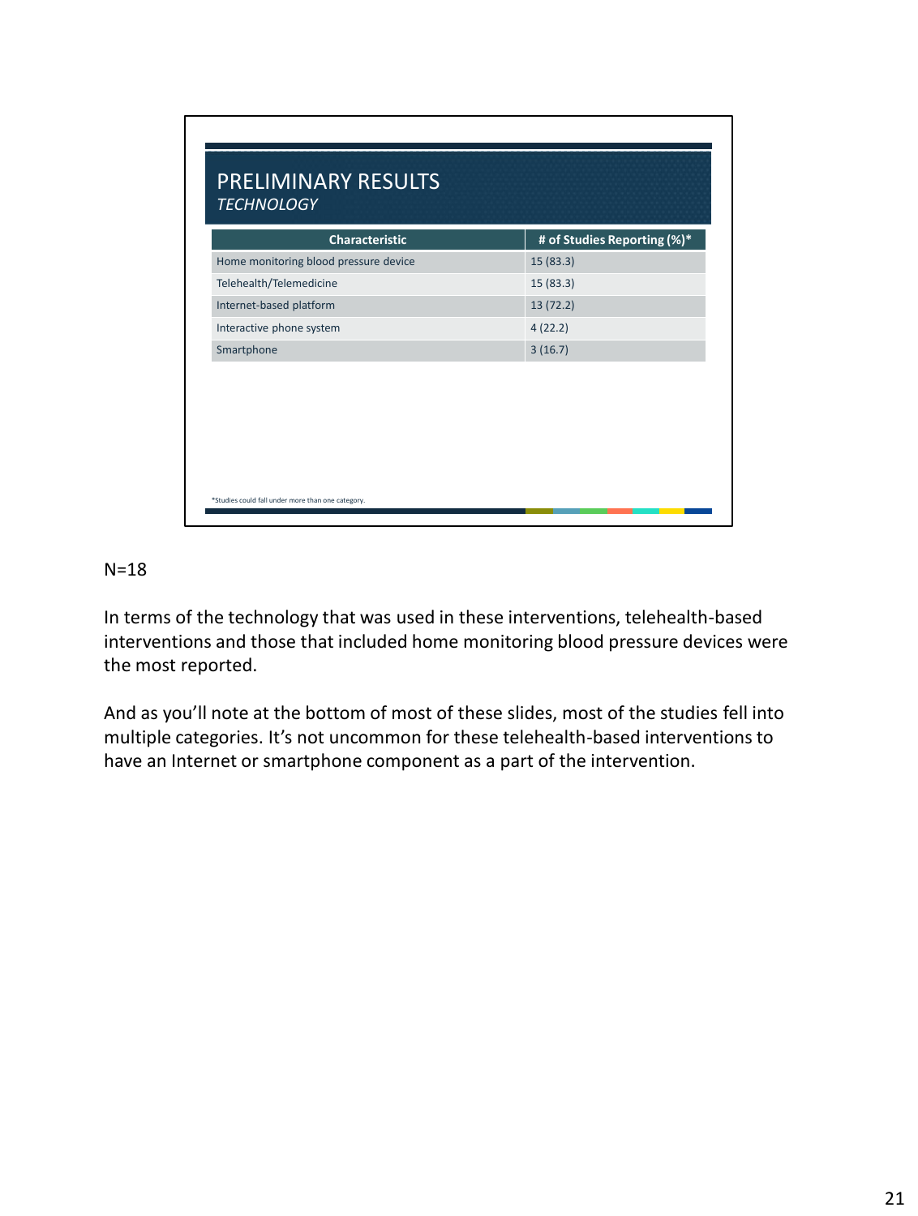# PRELIMINARY RESULTS

*TECHNOLOGY*

| Characteristic | # of Studies Reporting (%)* |
|---|---|
| Home monitoring blood pressure device | 15 (83.3) |
| Telehealth/Telemedicine | 15 (83.3) |
| Internet-based platform | 13 (72.2) |
| Interactive phone system | 4 (22.2) |
| Smartphone | 3 (16.7) |

*Studies could fall under more than one category.

N=18

In terms of the technology that was used in these interventions, telehealth-based interventions and those that included home monitoring blood pressure devices were the most reported.

And as you'll note at the bottom of most of these slides, most of the studies fell into multiple categories. It's not uncommon for these telehealth-based interventions to have an Internet or smartphone component as a part of the intervention.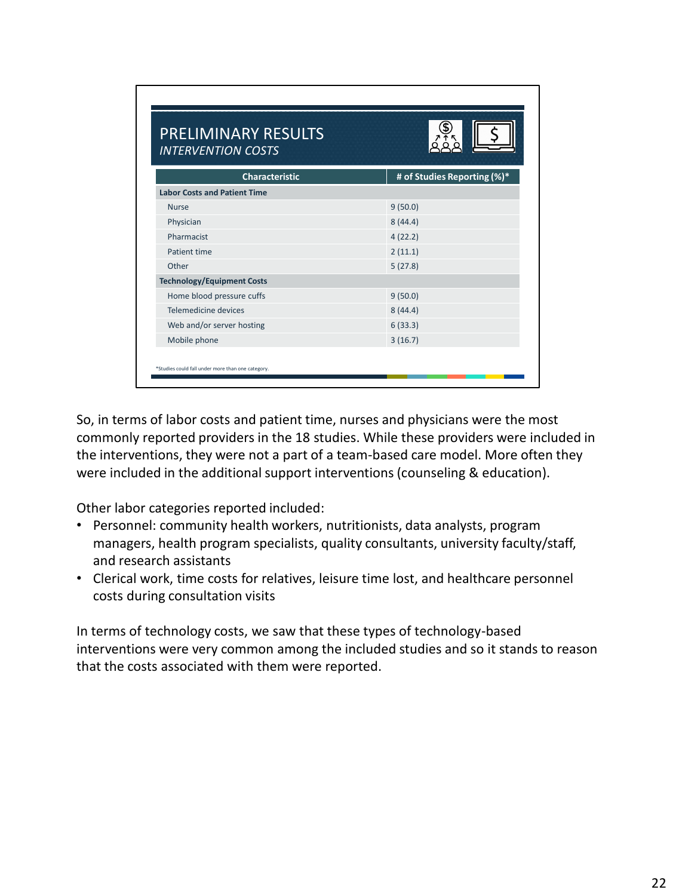## PRELIMINARY RESULTS

*INTERVENTION COSTS*

| Characteristic | # of Studies Reporting (%)* |
|---|---|
| **Labor Costs and Patient Time** | |
| Nurse | 9 (50.0) |
| Physician | 8 (44.4) |
| Pharmacist | 4 (22.2) |
| Patient time | 2 (11.1) |
| Other | 5 (27.8) |
| **Technology/Equipment Costs** | |
| Home blood pressure cuffs | 9 (50.0) |
| Telemedicine devices | 8 (44.4) |
| Web and/or server hosting | 6 (33.3) |
| Mobile phone | 3 (16.7) |

*Studies could fall under more than one category.

So, in terms of labor costs and patient time, nurses and physicians were the most commonly reported providers in the 18 studies. While these providers were included in the interventions, they were not a part of a team-based care model. More often they were included in the additional support interventions (counseling & education).

Other labor categories reported included:

- Personnel: community health workers, nutritionists, data analysts, program managers, health program specialists, quality consultants, university faculty/staff, and research assistants
- Clerical work, time costs for relatives, leisure time lost, and healthcare personnel costs during consultation visits

In terms of technology costs, we saw that these types of technology-based interventions were very common among the included studies and so it stands to reason that the costs associated with them were reported.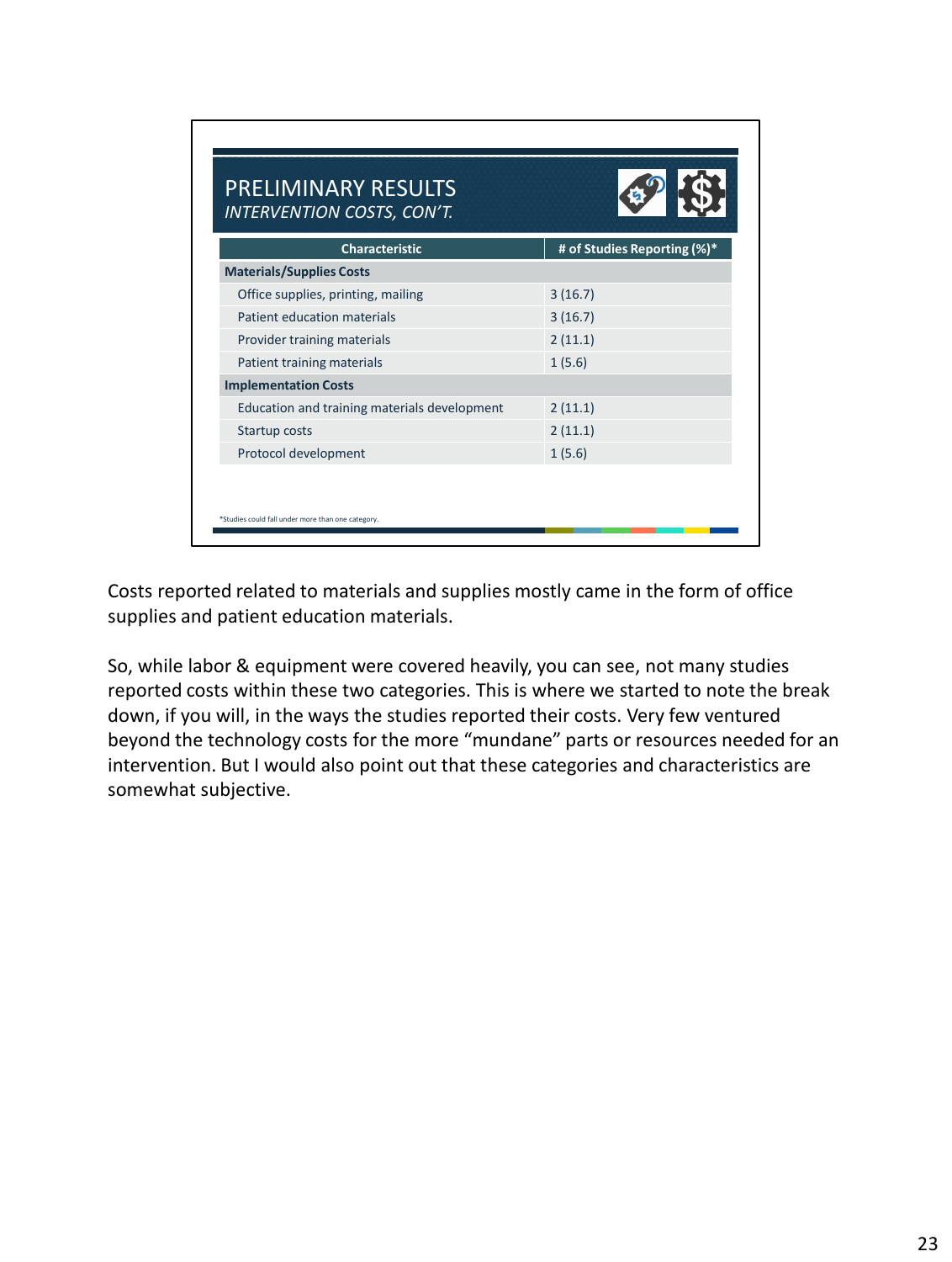## PRELIMINARY RESULTS
*INTERVENTION COSTS, CON'T.*

| Characteristic | # of Studies Reporting (%)* |
|---|---|
| **Materials/Supplies Costs** | |
| Office supplies, printing, mailing | 3 (16.7) |
| Patient education materials | 3 (16.7) |
| Provider training materials | 2 (11.1) |
| Patient training materials | 1 (5.6) |
| **Implementation Costs** | |
| Education and training materials development | 2 (11.1) |
| Startup costs | 2 (11.1) |
| Protocol development | 1 (5.6) |

*Studies could fall under more than one category.

Costs reported related to materials and supplies mostly came in the form of office supplies and patient education materials.

So, while labor & equipment were covered heavily, you can see, not many studies reported costs within these two categories. This is where we started to note the break down, if you will, in the ways the studies reported their costs. Very few ventured beyond the technology costs for the more "mundane" parts or resources needed for an intervention. But I would also point out that these categories and characteristics are somewhat subjective.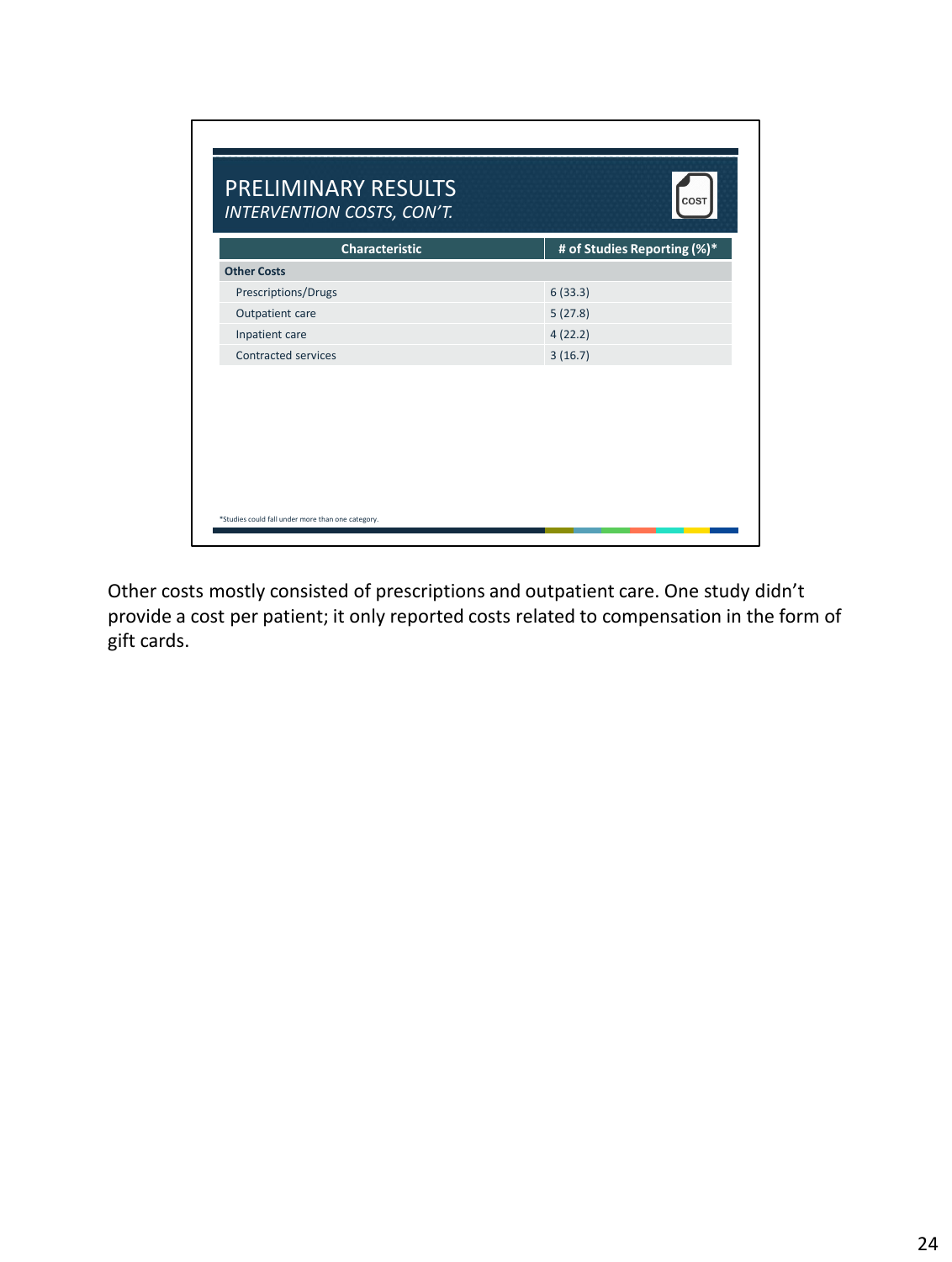## PRELIMINARY RESULTS

### *INTERVENTION COSTS, CON'T.*

COST

| Characteristic | # of Studies Reporting (%)* |
|---|---|
| **Other Costs** | |
| Prescriptions/Drugs | 6 (33.3) |
| Outpatient care | 5 (27.8) |
| Inpatient care | 4 (22.2) |
| Contracted services | 3 (16.7) |

*Studies could fall under more than one category.

Other costs mostly consisted of prescriptions and outpatient care. One study didn't provide a cost per patient; it only reported costs related to compensation in the form of gift cards.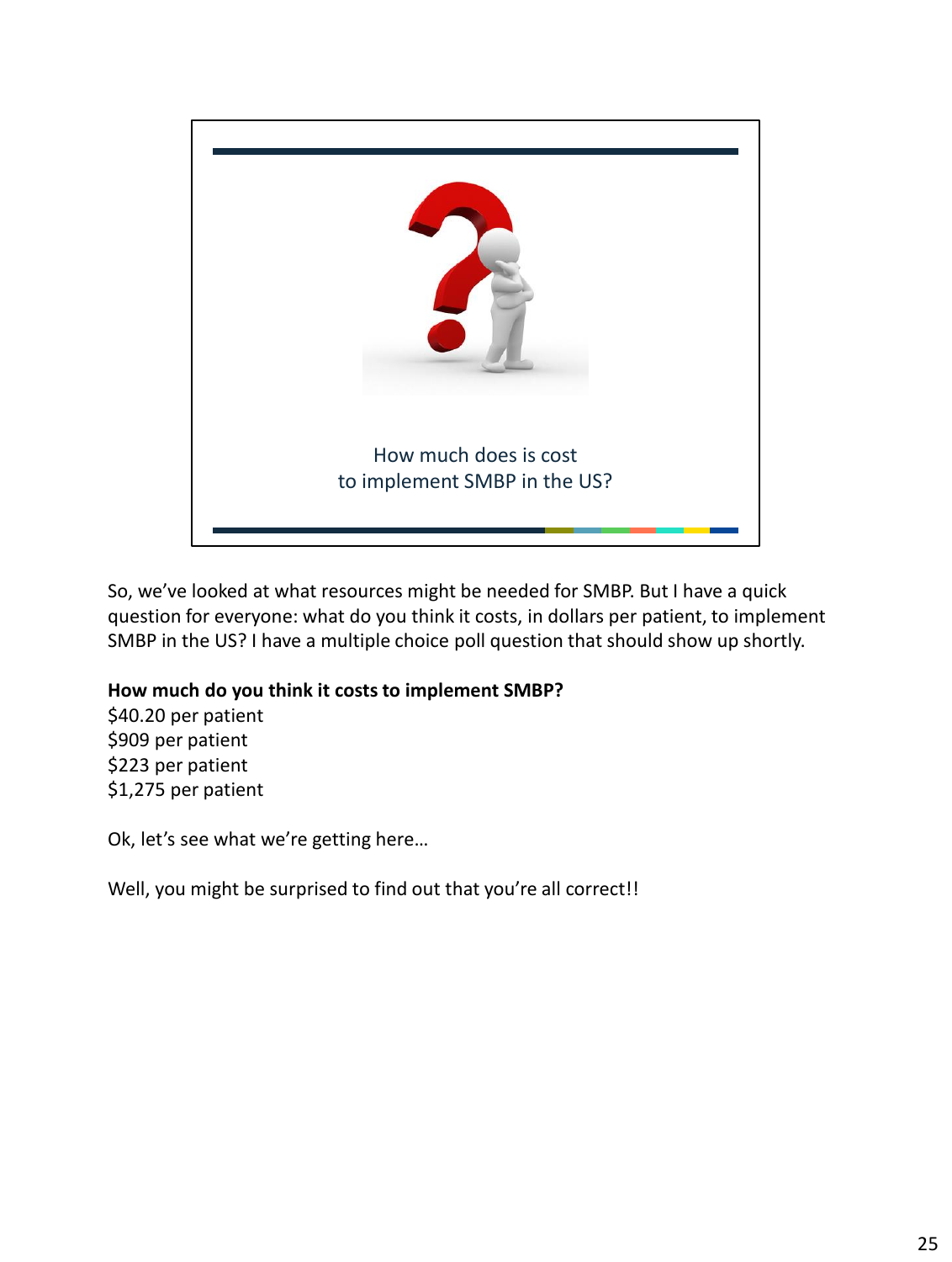How much does is cost
to implement SMBP in the US?

So, we've looked at what resources might be needed for SMBP. But I have a quick question for everyone: what do you think it costs, in dollars per patient, to implement SMBP in the US? I have a multiple choice poll question that should show up shortly.

**How much do you think it costs to implement SMBP?**

$40.20 per patient
$909 per patient
$223 per patient
$1,275 per patient

Ok, let's see what we're getting here…

Well, you might be surprised to find out that you're all correct!!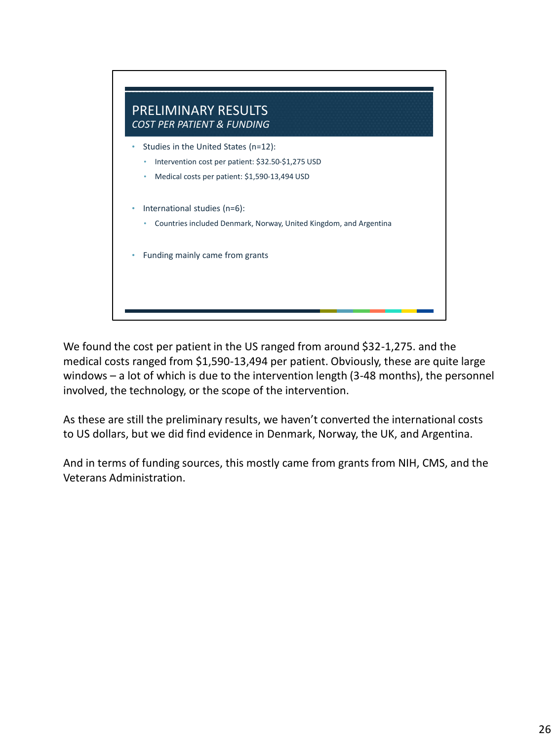## PRELIMINARY RESULTS

*COST PER PATIENT & FUNDING*

- Studies in the United States (n=12):
  - Intervention cost per patient: $32.50-$1,275 USD
  - Medical costs per patient: $1,590-13,494 USD
- International studies (n=6):
  - Countries included Denmark, Norway, United Kingdom, and Argentina
- Funding mainly came from grants

We found the cost per patient in the US ranged from around $32-1,275. and the medical costs ranged from $1,590-13,494 per patient. Obviously, these are quite large windows – a lot of which is due to the intervention length (3-48 months), the personnel involved, the technology, or the scope of the intervention.

As these are still the preliminary results, we haven't converted the international costs to US dollars, but we did find evidence in Denmark, Norway, the UK, and Argentina.

And in terms of funding sources, this mostly came from grants from NIH, CMS, and the Veterans Administration.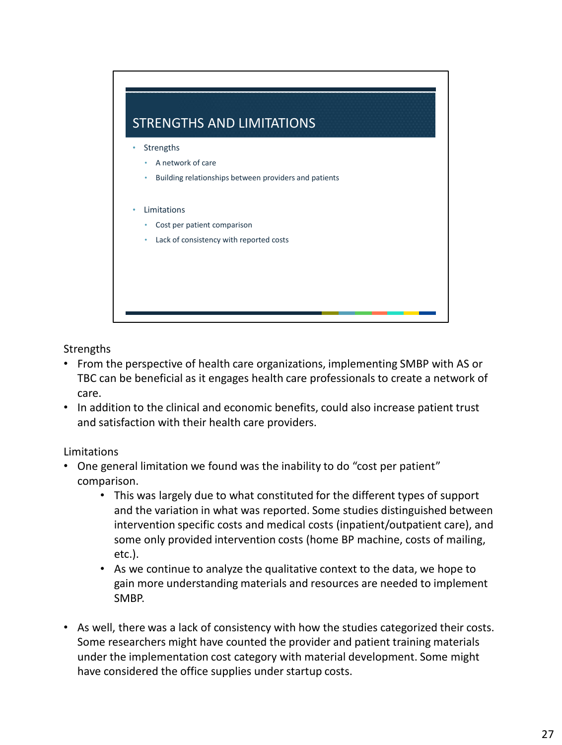## STRENGTHS AND LIMITATIONS

- Strengths
  - A network of care
  - Building relationships between providers and patients
- Limitations
  - Cost per patient comparison
  - Lack of consistency with reported costs

Strengths

- From the perspective of health care organizations, implementing SMBP with AS or TBC can be beneficial as it engages health care professionals to create a network of care.
- In addition to the clinical and economic benefits, could also increase patient trust and satisfaction with their health care providers.

Limitations

- One general limitation we found was the inability to do "cost per patient" comparison.
  - This was largely due to what constituted for the different types of support and the variation in what was reported. Some studies distinguished between intervention specific costs and medical costs (inpatient/outpatient care), and some only provided intervention costs (home BP machine, costs of mailing, etc.).
  - As we continue to analyze the qualitative context to the data, we hope to gain more understanding materials and resources are needed to implement SMBP.
- As well, there was a lack of consistency with how the studies categorized their costs. Some researchers might have counted the provider and patient training materials under the implementation cost category with material development. Some might have considered the office supplies under startup costs.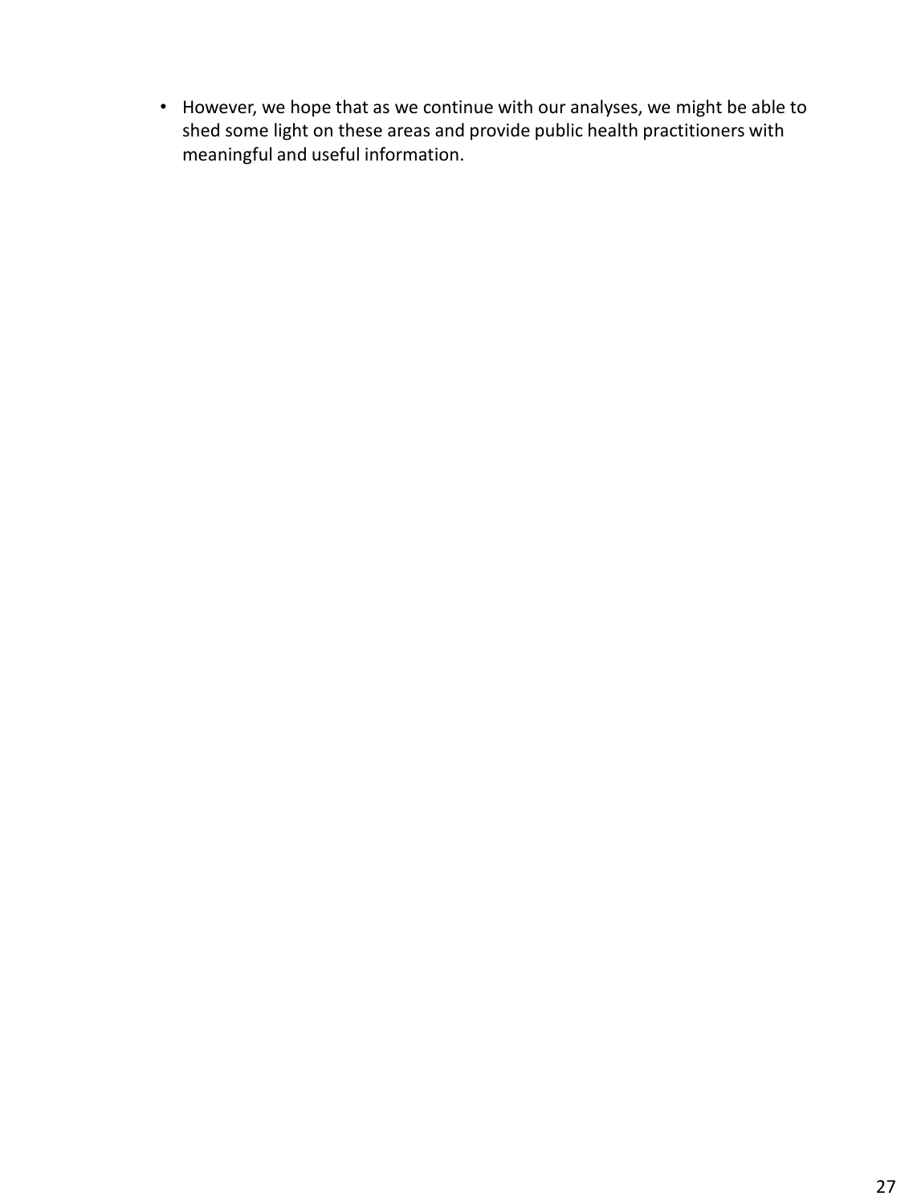- However, we hope that as we continue with our analyses, we might be able to shed some light on these areas and provide public health practitioners with meaningful and useful information.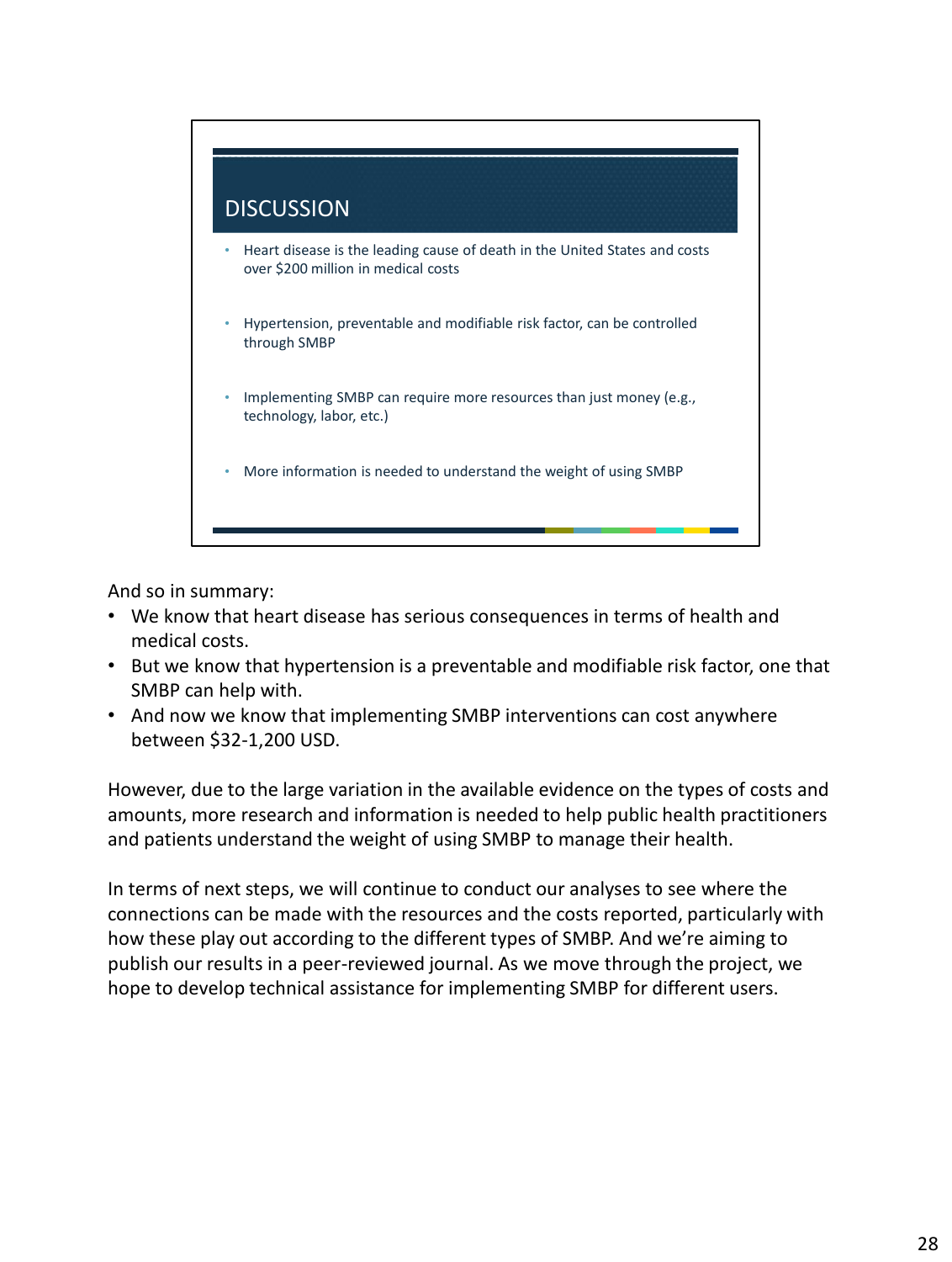## DISCUSSION

- Heart disease is the leading cause of death in the United States and costs over $200 million in medical costs
- Hypertension, preventable and modifiable risk factor, can be controlled through SMBP
- Implementing SMBP can require more resources than just money (e.g., technology, labor, etc.)
- More information is needed to understand the weight of using SMBP

And so in summary:

- We know that heart disease has serious consequences in terms of health and medical costs.
- But we know that hypertension is a preventable and modifiable risk factor, one that SMBP can help with.
- And now we know that implementing SMBP interventions can cost anywhere between $32-1,200 USD.

However, due to the large variation in the available evidence on the types of costs and amounts, more research and information is needed to help public health practitioners and patients understand the weight of using SMBP to manage their health.

In terms of next steps, we will continue to conduct our analyses to see where the connections can be made with the resources and the costs reported, particularly with how these play out according to the different types of SMBP. And we're aiming to publish our results in a peer-reviewed journal. As we move through the project, we hope to develop technical assistance for implementing SMBP for different users.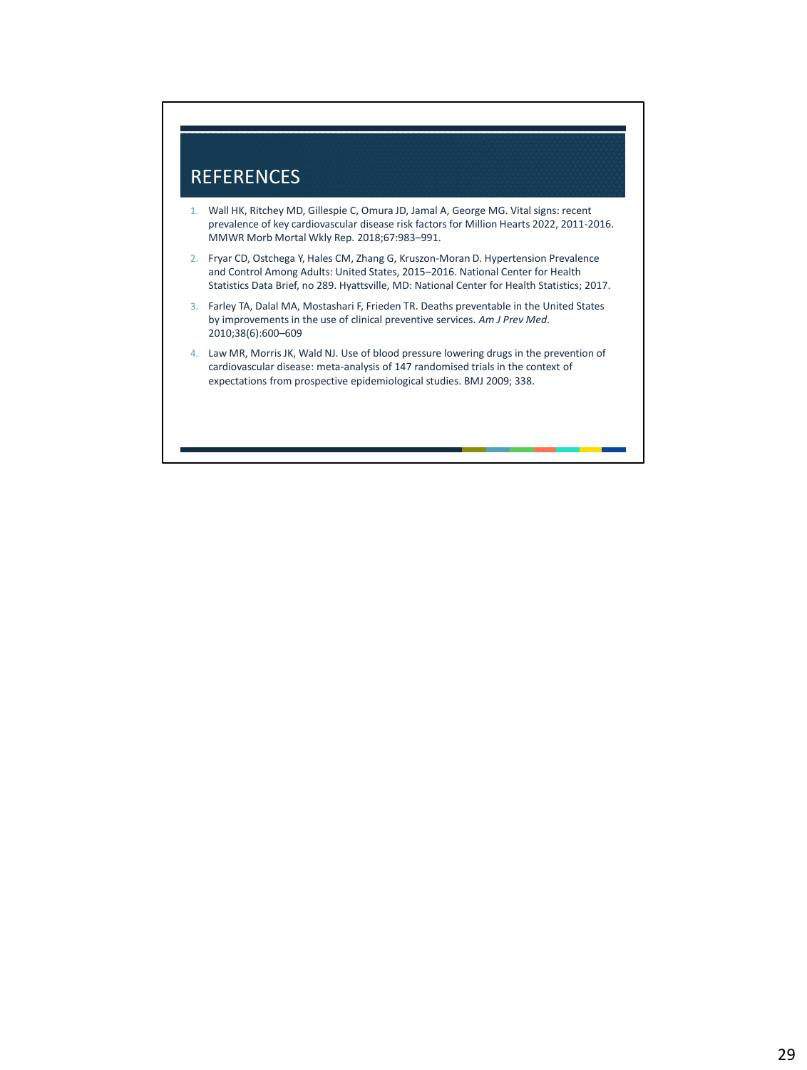# REFERENCES

1. Wall HK, Ritchey MD, Gillespie C, Omura JD, Jamal A, George MG. Vital signs: recent prevalence of key cardiovascular disease risk factors for Million Hearts 2022, 2011-2016. MMWR Morb Mortal Wkly Rep. 2018;67:983–991.
2. Fryar CD, Ostchega Y, Hales CM, Zhang G, Kruszon-Moran D. Hypertension Prevalence and Control Among Adults: United States, 2015–2016. National Center for Health Statistics Data Brief, no 289. Hyattsville, MD: National Center for Health Statistics; 2017.
3. Farley TA, Dalal MA, Mostashari F, Frieden TR. Deaths preventable in the United States by improvements in the use of clinical preventive services. *Am J Prev Med*. 2010;38(6):600–609
4. Law MR, Morris JK, Wald NJ. Use of blood pressure lowering drugs in the prevention of cardiovascular disease: meta-analysis of 147 randomised trials in the context of expectations from prospective epidemiological studies. BMJ 2009; 338.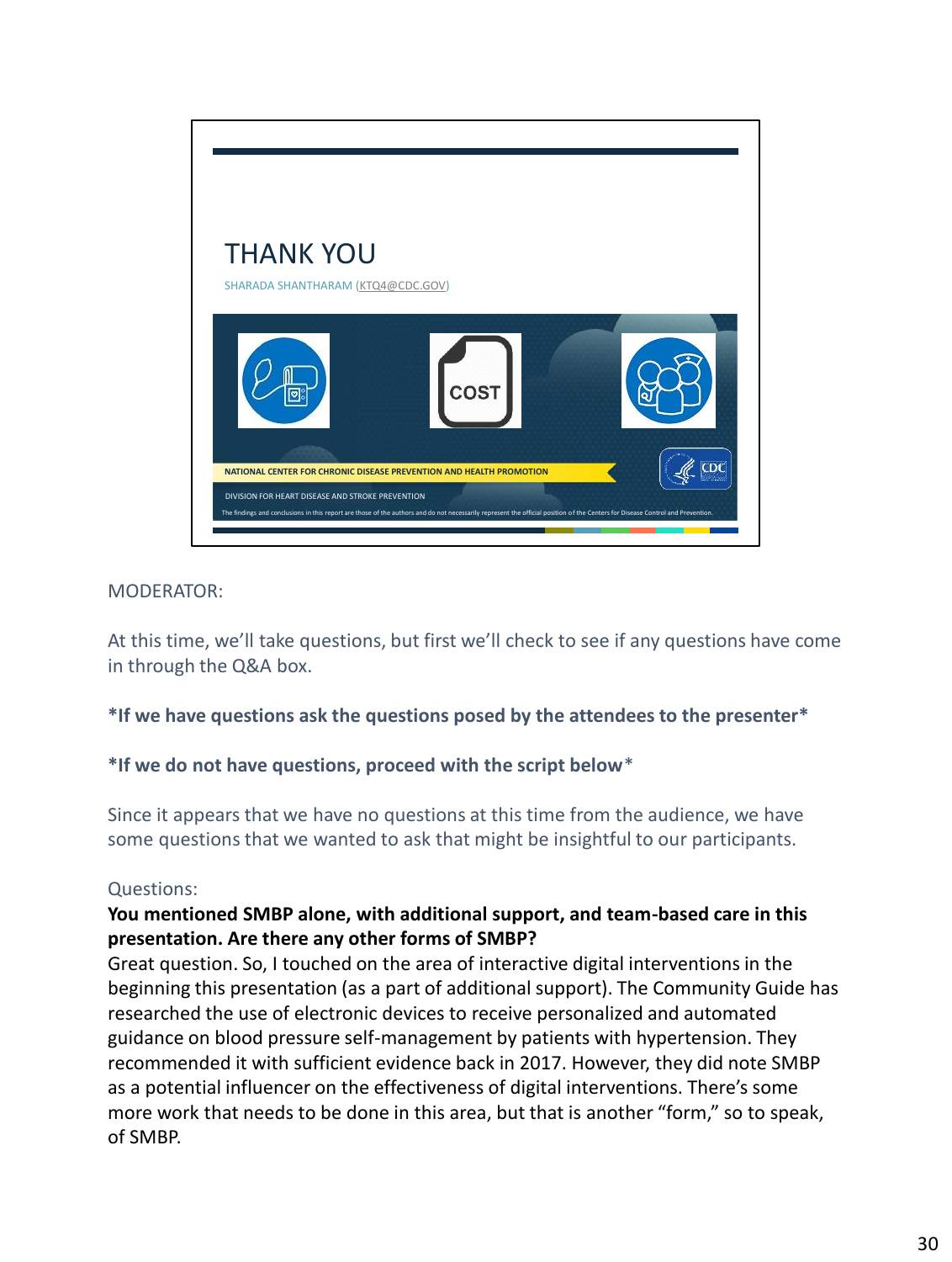# THANK YOU

SHARADA SHANTHARAM (KTQ4@CDC.GOV)

COST

NATIONAL CENTER FOR CHRONIC DISEASE PREVENTION AND HEALTH PROMOTION

DIVISION FOR HEART DISEASE AND STROKE PREVENTION

The findings and conclusions in this report are those of the authors and do not necessarily represent the official position of the Centers for Disease Control and Prevention.

MODERATOR:

At this time, we'll take questions, but first we'll check to see if any questions have come in through the Q&A box.

**\*If we have questions ask the questions posed by the attendees to the presenter\***

**\*If we do not have questions, proceed with the script below**\*

Since it appears that we have no questions at this time from the audience, we have some questions that we wanted to ask that might be insightful to our participants.

Questions:

**You mentioned SMBP alone, with additional support, and team-based care in this presentation. Are there any other forms of SMBP?**

Great question. So, I touched on the area of interactive digital interventions in the beginning this presentation (as a part of additional support). The Community Guide has researched the use of electronic devices to receive personalized and automated guidance on blood pressure self-management by patients with hypertension. They recommended it with sufficient evidence back in 2017. However, they did note SMBP as a potential influencer on the effectiveness of digital interventions. There's some more work that needs to be done in this area, but that is another "form," so to speak, of SMBP.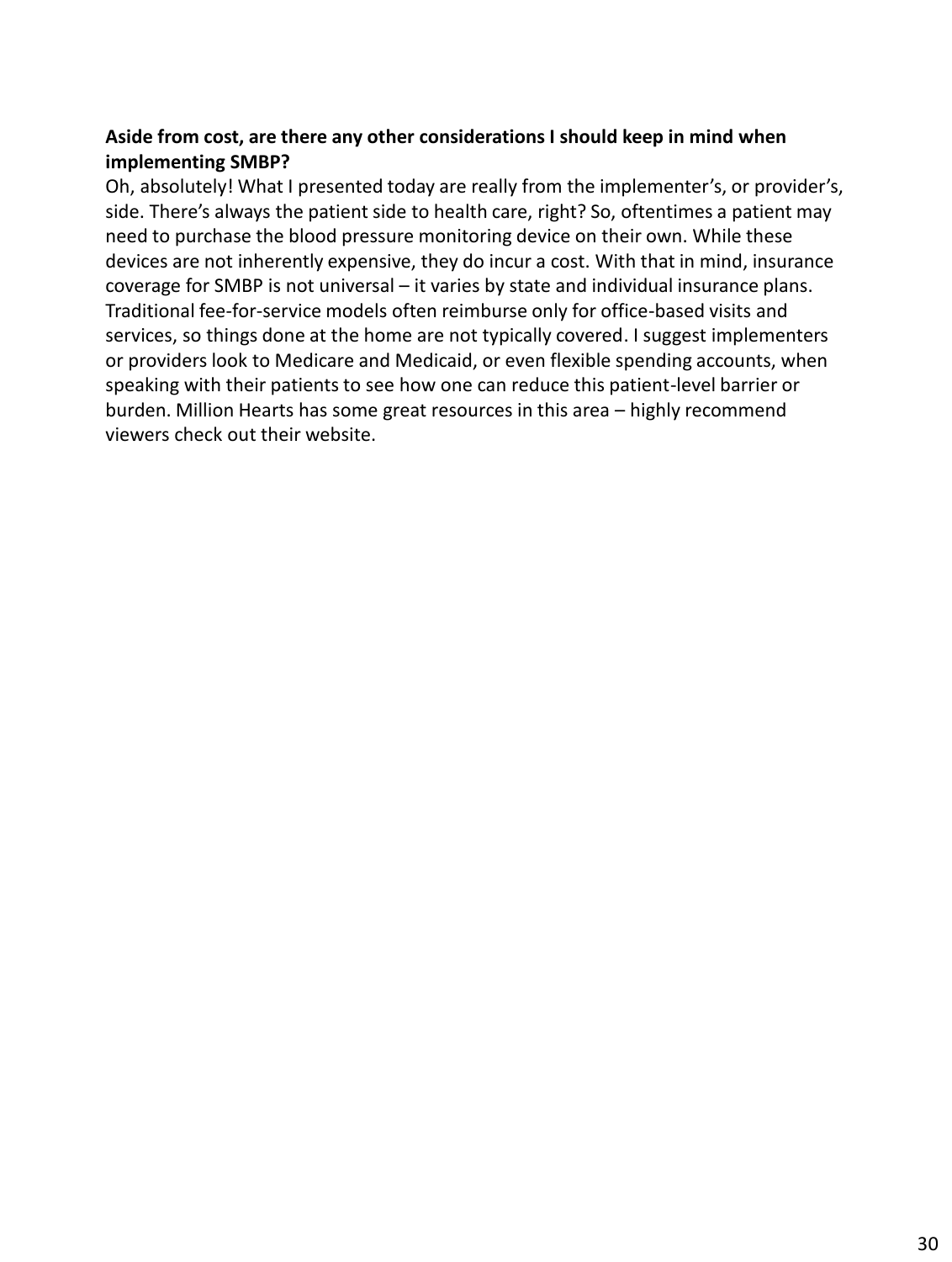**Aside from cost, are there any other considerations I should keep in mind when implementing SMBP?**

Oh, absolutely! What I presented today are really from the implementer's, or provider's, side. There's always the patient side to health care, right? So, oftentimes a patient may need to purchase the blood pressure monitoring device on their own. While these devices are not inherently expensive, they do incur a cost. With that in mind, insurance coverage for SMBP is not universal – it varies by state and individual insurance plans. Traditional fee-for-service models often reimburse only for office-based visits and services, so things done at the home are not typically covered. I suggest implementers or providers look to Medicare and Medicaid, or even flexible spending accounts, when speaking with their patients to see how one can reduce this patient-level barrier or burden. Million Hearts has some great resources in this area – highly recommend viewers check out their website.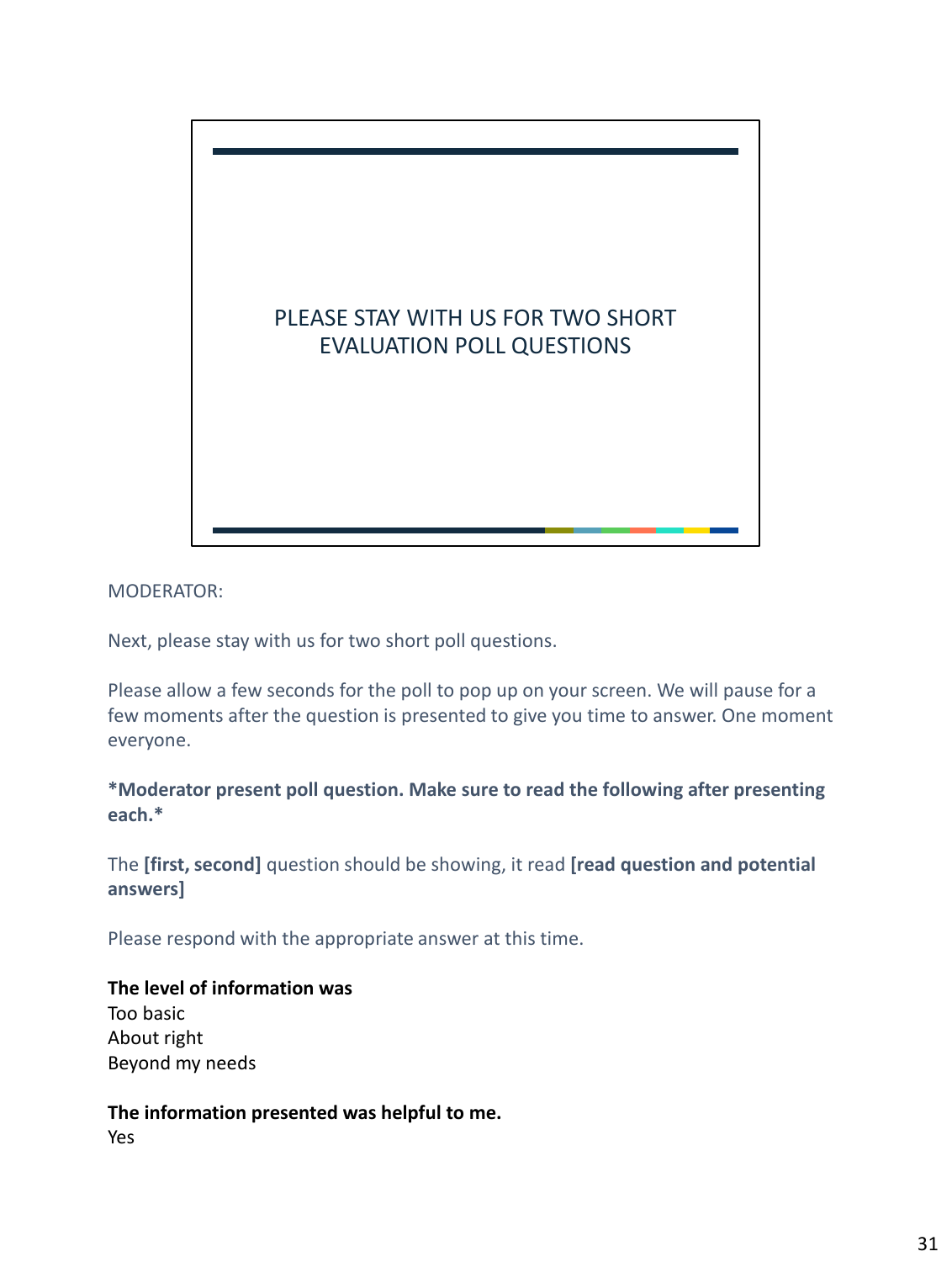PLEASE STAY WITH US FOR TWO SHORT EVALUATION POLL QUESTIONS

MODERATOR:

Next, please stay with us for two short poll questions.

Please allow a few seconds for the poll to pop up on your screen. We will pause for a few moments after the question is presented to give you time to answer. One moment everyone.

**\*Moderator present poll question. Make sure to read the following after presenting each.\***

The **[first, second]** question should be showing, it read **[read question and potential answers]**

Please respond with the appropriate answer at this time.

**The level of information was**
Too basic
About right
Beyond my needs

**The information presented was helpful to me.**
Yes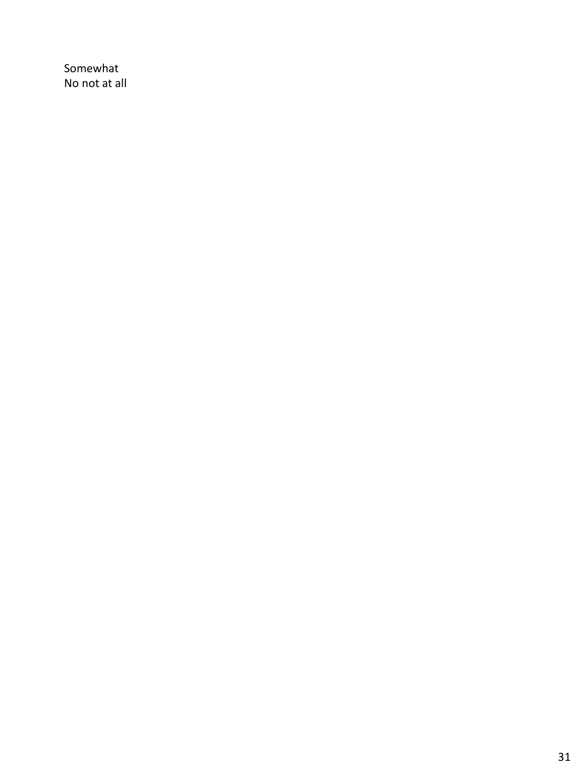Somewhat
No not at all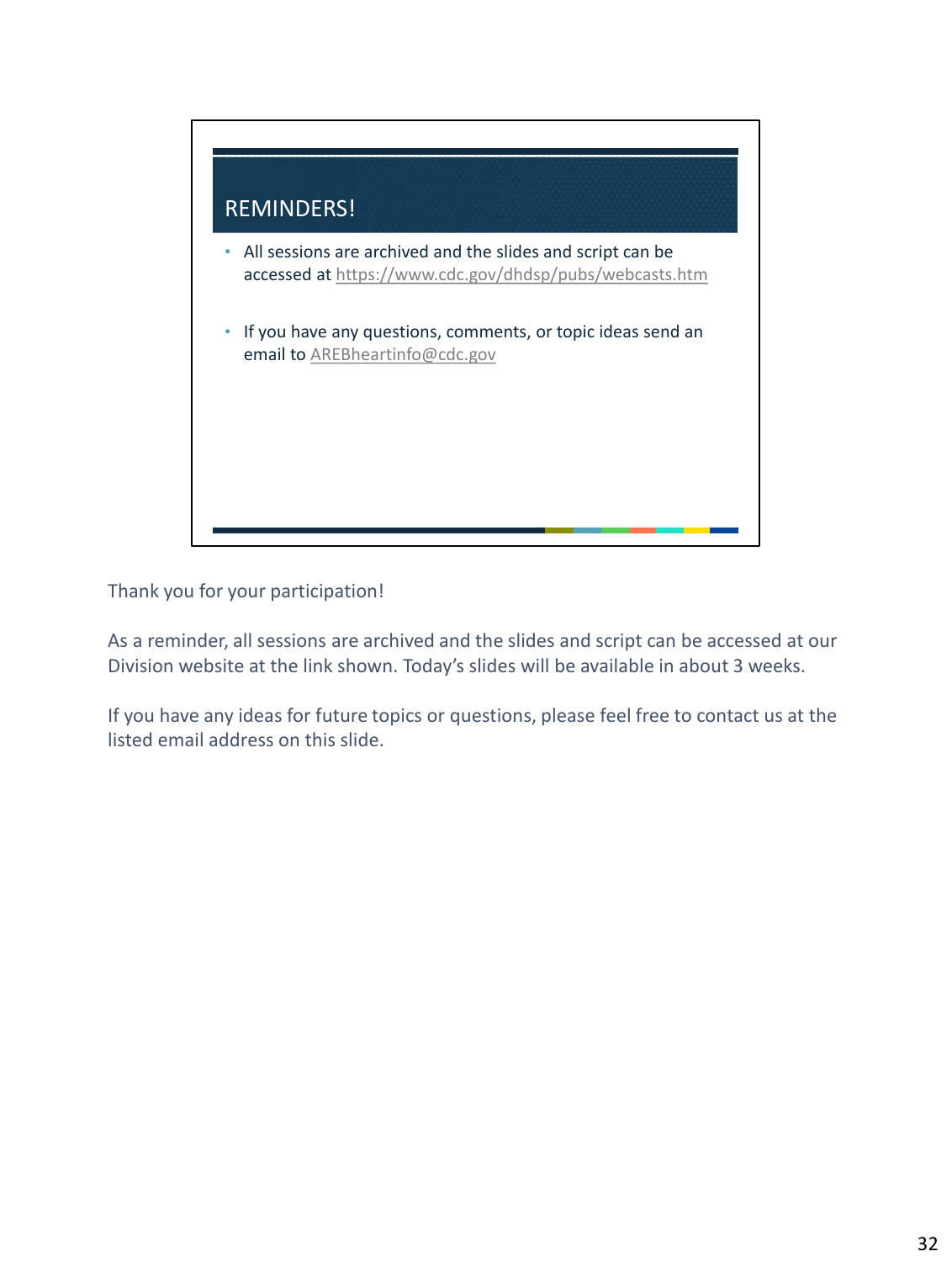## REMINDERS!

- All sessions are archived and the slides and script can be accessed at https://www.cdc.gov/dhdsp/pubs/webcasts.htm
- If you have any questions, comments, or topic ideas send an email to AREBheartinfo@cdc.gov

Thank you for your participation!

As a reminder, all sessions are archived and the slides and script can be accessed at our Division website at the link shown. Today's slides will be available in about 3 weeks.

If you have any ideas for future topics or questions, please feel free to contact us at the listed email address on this slide.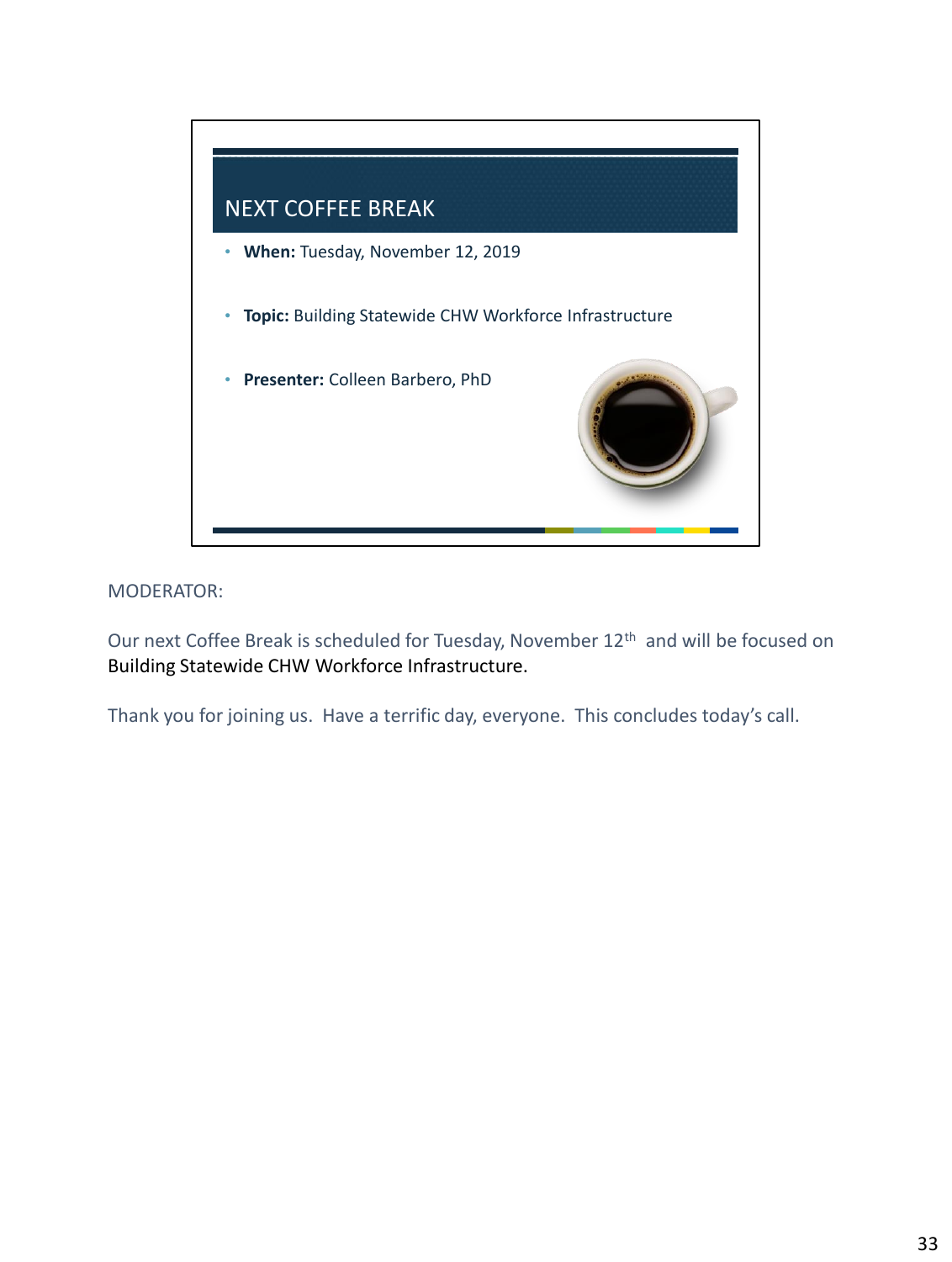## NEXT COFFEE BREAK

- **When:** Tuesday, November 12, 2019
- **Topic:** Building Statewide CHW Workforce Infrastructure
- **Presenter:** Colleen Barbero, PhD

MODERATOR:

Our next Coffee Break is scheduled for Tuesday, November 12th and will be focused on Building Statewide CHW Workforce Infrastructure.

Thank you for joining us. Have a terrific day, everyone. This concludes today's call.